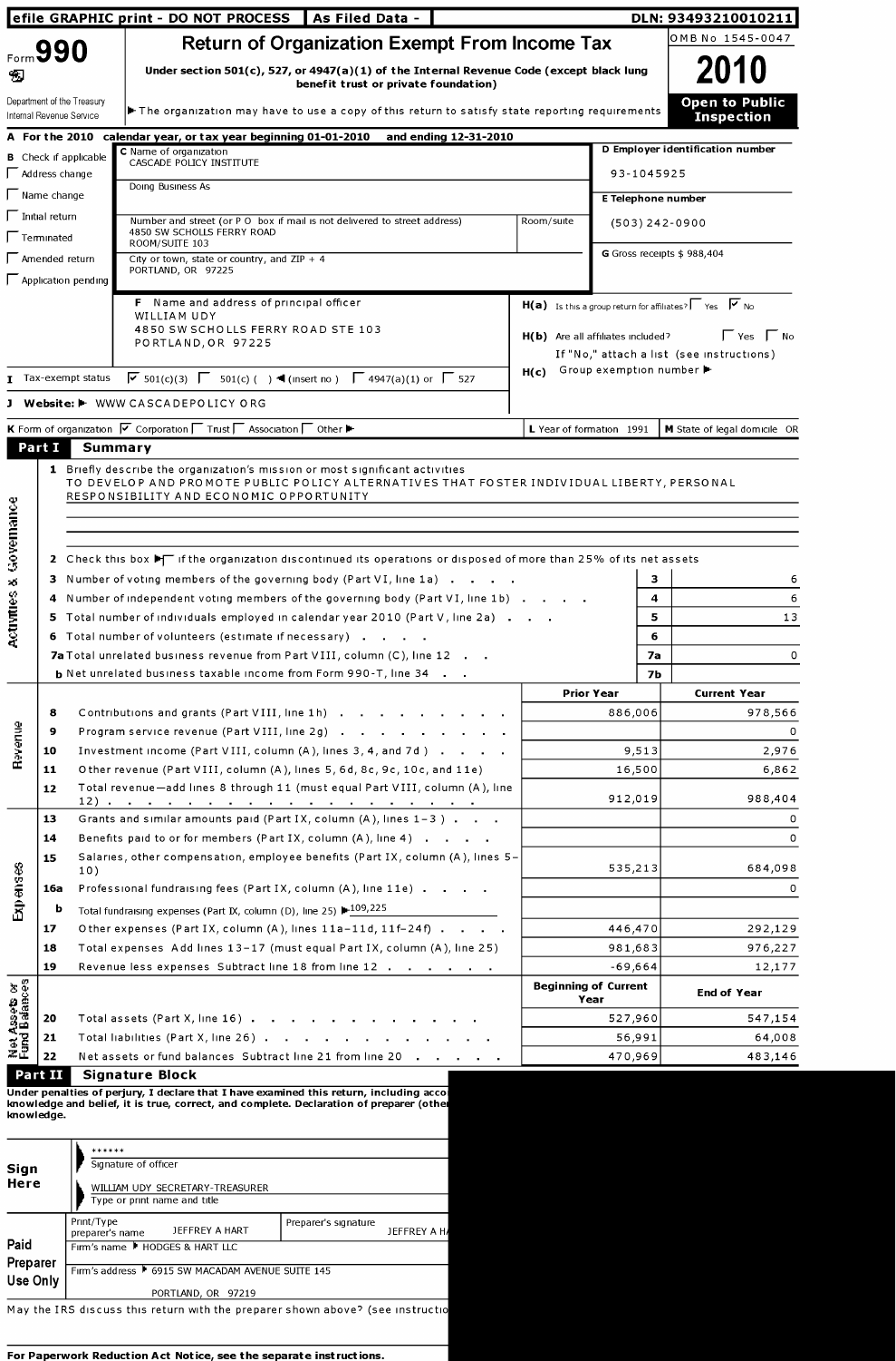efile GRAPHIC print - DO NOT PROCESS | As Filed Data - | DLN: 93493210010211

# Form 990 Return of Organization Exempt From Income Tax

OMB No 1545-0047

**2010**

Under section 501(c), 527, or 4947(a)(1) of the Internal Revenue Code (except black lung benefit trust or private foundation)

Department of the Treasury
Internal Revenue Service

The organization may have to use a copy of this return to satisfy state reporting requirements

**Open to Public Inspection**

**A** For the 2010 calendar year, or tax year beginning 01-01-2010 and ending 12-31-2010

**B** Check if applicable
- Address change
- Name change
- Initial return
- Terminated
- Amended return
- Application pending

**C** Name of organization
CASCADE POLICY INSTITUTE

Doing Business As

Number and street (or P O box if mail is not delivered to street address) Room/suite
4850 SW SCHOLLS FERRY ROAD
ROOM/SUITE 103

City or town, state or country, and ZIP + 4
PORTLAND, OR 97225

**D** Employer identification number
93-1045925

**E** Telephone number
(503) 242-0900

**G** Gross receipts $ 988,404

**F** Name and address of principal officer
WILLIAM UDY
4850 SW SCHOLLS FERRY ROAD STE 103
PORTLAND, OR 97225

**H(a)** Is this a group return for affiliates? ☐ Yes ☑ No

**H(b)** Are all affiliates included? ☐ Yes ☐ No
If "No," attach a list (see instructions)

**H(c)** Group exemption number

**I** Tax-exempt status ☑ 501(c)(3) ☐ 501(c) ( ) (insert no ) ☐ 4947(a)(1) or ☐ 527

**J** Website: WWW CASCADEPOLICY ORG

**K** Form of organization ☑ Corporation ☐ Trust ☐ Association ☐ Other

**L** Year of formation 1991 **M** State of legal domicile OR

## Part I Summary

### Activities & Governance

1 Briefly describe the organization's mission or most significant activities
TO DEVELOP AND PROMOTE PUBLIC POLICY ALTERNATIVES THAT FOSTER INDIVIDUAL LIBERTY, PERSONAL RESPONSIBILITY AND ECONOMIC OPPORTUNITY

2 Check this box ☐ if the organization discontinued its operations or disposed of more than 25% of its net assets

| | | Line | Value |
|---|---|---|---|
| 3 | Number of voting members of the governing body (Part VI, line 1a) | 3 | 6 |
| 4 | Number of independent voting members of the governing body (Part VI, line 1b) | 4 | 6 |
| 5 | Total number of individuals employed in calendar year 2010 (Part V, line 2a) | 5 | 13 |
| 6 | Total number of volunteers (estimate if necessary) | 6 | |
| 7a | Total unrelated business revenue from Part VIII, column (C), line 12 | 7a | 0 |
| b | Net unrelated business taxable income from Form 990-T, line 34 | 7b | |

### Revenue

| | | Prior Year | Current Year |
|---|---|---|---|
| 8 | Contributions and grants (Part VIII, line 1h) | 886,006 | 978,566 |
| 9 | Program service revenue (Part VIII, line 2g) | | 0 |
| 10 | Investment income (Part VIII, column (A), lines 3, 4, and 7d ) | 9,513 | 2,976 |
| 11 | Other revenue (Part VIII, column (A), lines 5, 6d, 8c, 9c, 10c, and 11e) | 16,500 | 6,862 |
| 12 | Total revenue—add lines 8 through 11 (must equal Part VIII, column (A), line 12) | 912,019 | 988,404 |

### Expenses

| | | Prior Year | Current Year |
|---|---|---|---|
| 13 | Grants and similar amounts paid (Part IX, column (A), lines 1–3 ) | | 0 |
| 14 | Benefits paid to or for members (Part IX, column (A), line 4) | | 0 |
| 15 | Salaries, other compensation, employee benefits (Part IX, column (A), lines 5–10) | 535,213 | 684,098 |
| 16a | Professional fundraising fees (Part IX, column (A), line 11e) | | 0 |
| b | Total fundraising expenses (Part IX, column (D), line 25) 109,225 | | |
| 17 | Other expenses (Part IX, column (A), lines 11a–11d, 11f–24f) | 446,470 | 292,129 |
| 18 | Total expenses Add lines 13–17 (must equal Part IX, column (A), line 25) | 981,683 | 976,227 |
| 19 | Revenue less expenses Subtract line 18 from line 12 | -69,664 | 12,177 |

### Net Assets or Fund Balances

| | | Beginning of Current Year | End of Year |
|---|---|---|---|
| 20 | Total assets (Part X, line 16) | 527,960 | 547,154 |
| 21 | Total liabilities (Part X, line 26) | 56,991 | 64,008 |
| 22 | Net assets or fund balances Subtract line 21 from line 20 | 470,969 | 483,146 |

## Part II Signature Block

Under penalties of perjury, I declare that I have examined this return, including acco knowledge and belief, it is true, correct, and complete. Declaration of preparer (other knowledge.

**Sign Here**

******
Signature of officer

WILLIAM UDY SECRETARY-TREASURER
Type or print name and title

**Paid Preparer Use Only**

Print/Type preparer's name JEFFREY A HART
Preparer's signature JEFFREY A H
Firm's name HODGES & HART LLC
Firm's address 6915 SW MACADAM AVENUE SUITE 145
PORTLAND, OR 97219

May the IRS discuss this return with the preparer shown above? (see instructio

**For Paperwork Reduction Act Notice, see the separate instructions.**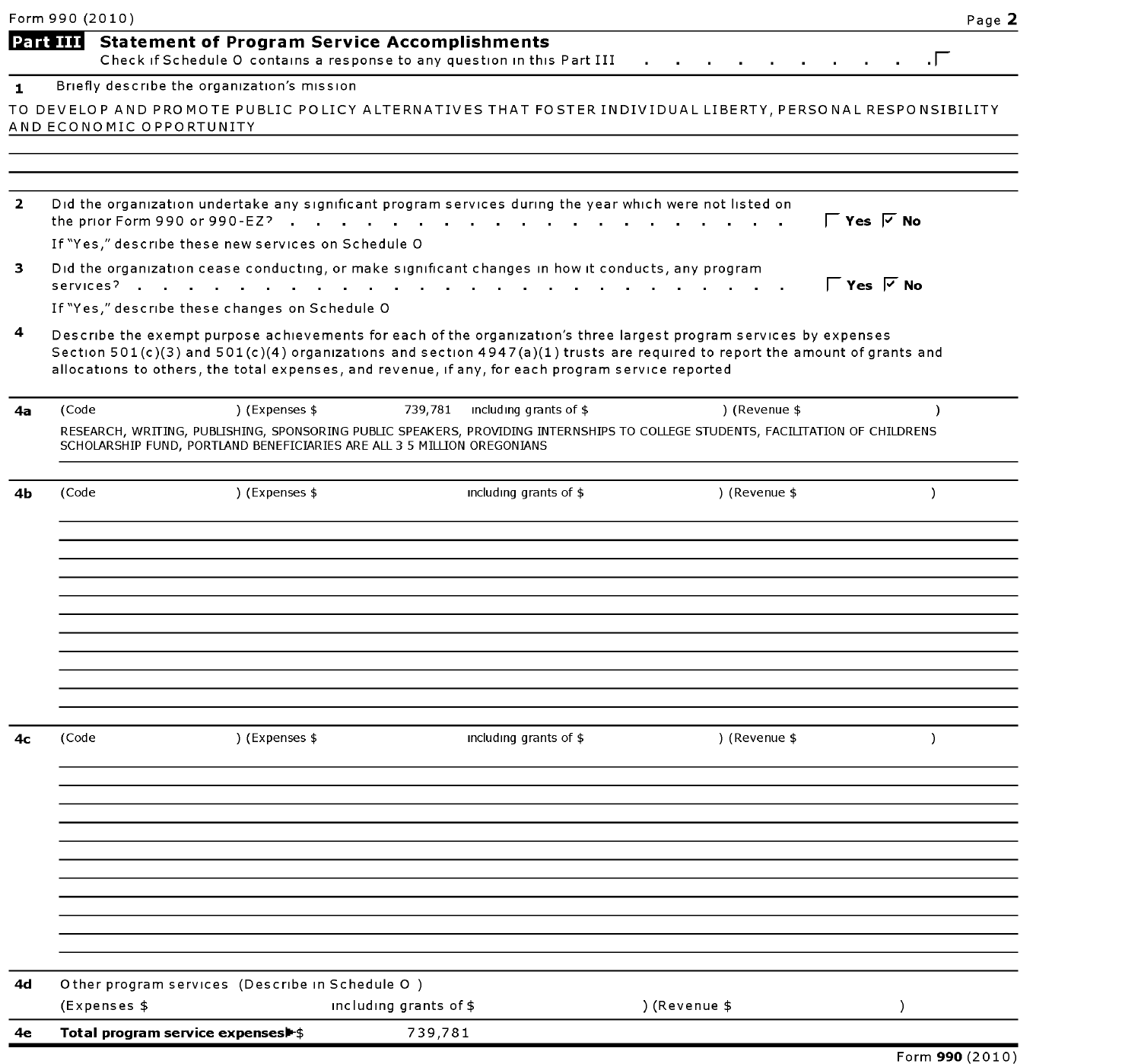Form 990 (2010)

## Part III Statement of Program Service Accomplishments

Check if Schedule O contains a response to any question in this Part III . . . . . . . . . . . ☐

**1** Briefly describe the organization's mission

TO DEVELOP AND PROMOTE PUBLIC POLICY ALTERNATIVES THAT FOSTER INDIVIDUAL LIBERTY, PERSONAL RESPONSIBILITY AND ECONOMIC OPPORTUNITY

**2** Did the organization undertake any significant program services during the year which were not listed on the prior Form 990 or 990-EZ? . . . . . . . . . . . . . . . . . . . . ☐ **Yes** ☑ **No**

If "Yes," describe these new services on Schedule O

**3** Did the organization cease conducting, or make significant changes in how it conducts, any program services? . . . . . . . . . . . . . . . . . . . . . . . . ☐ **Yes** ☑ **No**

If "Yes," describe these changes on Schedule O

**4** Describe the exempt purpose achievements for each of the organization's three largest program services by expenses Section 501(c)(3) and 501(c)(4) organizations and section 4947(a)(1) trusts are required to report the amount of grants and allocations to others, the total expenses, and revenue, if any, for each program service reported

**4a** (Code ) (Expenses $ 739,781 including grants of $ ) (Revenue $ )

RESEARCH, WRITING, PUBLISHING, SPONSORING PUBLIC SPEAKERS, PROVIDING INTERNSHIPS TO COLLEGE STUDENTS, FACILITATION OF CHILDRENS SCHOLARSHIP FUND, PORTLAND BENEFICIARIES ARE ALL 3 5 MILLION OREGONIANS

**4b** (Code ) (Expenses $ including grants of $ ) (Revenue $ )

**4c** (Code ) (Expenses $ including grants of $ ) (Revenue $ )

**4d** Other program services (Describe in Schedule O )

(Expenses $ including grants of $ ) (Revenue $ )

**4e** **Total program service expenses** ▶ $ 739,781

Form **990** (2010)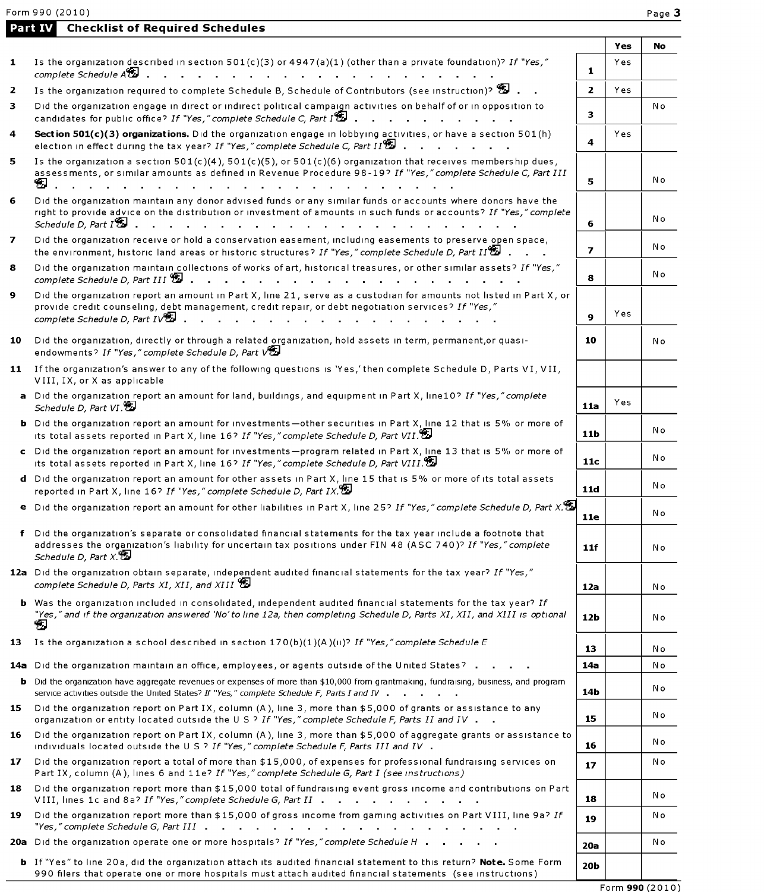Form 990 (2010)

## Part IV Checklist of Required Schedules

| | | | Yes | No |
|---|---|---|---|---|
| 1 | Is the organization described in section 501(c)(3) or 4947(a)(1) (other than a private foundation)? *If "Yes," complete Schedule A* | 1 | Yes | |
| 2 | Is the organization required to complete Schedule B, Schedule of Contributors (see instruction)? | 2 | Yes | |
| 3 | Did the organization engage in direct or indirect political campaign activities on behalf of or in opposition to candidates for public office? *If "Yes," complete Schedule C, Part I* | 3 | | No |
| 4 | **Section 501(c)(3) organizations.** Did the organization engage in lobbying activities, or have a section 501(h) election in effect during the tax year? *If "Yes," complete Schedule C, Part II* | 4 | Yes | |
| 5 | Is the organization a section 501(c)(4), 501(c)(5), or 501(c)(6) organization that receives membership dues, assessments, or similar amounts as defined in Revenue Procedure 98-19? *If "Yes," complete Schedule C, Part III* | 5 | | No |
| 6 | Did the organization maintain any donor advised funds or any similar funds or accounts where donors have the right to provide advice on the distribution or investment of amounts in such funds or accounts? *If "Yes," complete Schedule D, Part I* | 6 | | No |
| 7 | Did the organization receive or hold a conservation easement, including easements to preserve open space, the environment, historic land areas or historic structures? *If "Yes," complete Schedule D, Part II* | 7 | | No |
| 8 | Did the organization maintain collections of works of art, historical treasures, or other similar assets? *If "Yes," complete Schedule D, Part III* | 8 | | No |
| 9 | Did the organization report an amount in Part X, line 21, serve as a custodian for amounts not listed in Part X, or provide credit counseling, debt management, credit repair, or debt negotiation services? *If "Yes," complete Schedule D, Part IV* | 9 | Yes | |
| 10 | Did the organization, directly or through a related organization, hold assets in term, permanent,or quasi-endowments? *If "Yes," complete Schedule D, Part V* | 10 | | No |
| 11 | If the organization's answer to any of the following questions is 'Yes,' then complete Schedule D, Parts VI, VII, VIII, IX, or X as applicable | | | |
| a | Did the organization report an amount for land, buildings, and equipment in Part X, line10? *If "Yes," complete Schedule D, Part VI.* | 11a | Yes | |
| b | Did the organization report an amount for investments—other securities in Part X, line 12 that is 5% or more of its total assets reported in Part X, line 16? *If "Yes," complete Schedule D, Part VII.* | 11b | | No |
| c | Did the organization report an amount for investments—program related in Part X, line 13 that is 5% or more of its total assets reported in Part X, line 16? *If "Yes," complete Schedule D, Part VIII.* | 11c | | No |
| d | Did the organization report an amount for other assets in Part X, line 15 that is 5% or more of its total assets reported in Part X, line 16? *If "Yes," complete Schedule D, Part IX.* | 11d | | No |
| e | Did the organization report an amount for other liabilities in Part X, line 25? *If "Yes," complete Schedule D, Part X.* | 11e | | No |
| f | Did the organization's separate or consolidated financial statements for the tax year include a footnote that addresses the organization's liability for uncertain tax positions under FIN 48 (ASC 740)? *If "Yes," complete Schedule D, Part X.* | 11f | | No |
| 12a | Did the organization obtain separate, independent audited financial statements for the tax year? *If "Yes," complete Schedule D, Parts XI, XII, and XIII* | 12a | | No |
| b | Was the organization included in consolidated, independent audited financial statements for the tax year? *If "Yes," and if the organization answered 'No' to line 12a, then completing Schedule D, Parts XI, XII, and XIII is optional* | 12b | | No |
| 13 | Is the organization a school described in section 170(b)(1)(A)(ii)? *If "Yes," complete Schedule E* | 13 | | No |
| 14a | Did the organization maintain an office, employees, or agents outside of the United States? | 14a | | No |
| b | Did the organization have aggregate revenues or expenses of more than $10,000 from grantmaking, fundraising, business, and program service activities outside the United States? *If "Yes," complete Schedule F, Parts I and IV* | 14b | | No |
| 15 | Did the organization report on Part IX, column (A), line 3, more than $5,000 of grants or assistance to any organization or entity located outside the U S ? *If "Yes," complete Schedule F, Parts II and IV* | 15 | | No |
| 16 | Did the organization report on Part IX, column (A), line 3, more than $5,000 of aggregate grants or assistance to individuals located outside the U S ? *If "Yes," complete Schedule F, Parts III and IV* | 16 | | No |
| 17 | Did the organization report a total of more than $15,000, of expenses for professional fundraising services on Part IX, column (A), lines 6 and 11e? *If "Yes," complete Schedule G, Part I (see instructions)* | 17 | | No |
| 18 | Did the organization report more than $15,000 total of fundraising event gross income and contributions on Part VIII, lines 1c and 8a? *If "Yes," complete Schedule G, Part II* | 18 | | No |
| 19 | Did the organization report more than $15,000 of gross income from gaming activities on Part VIII, line 9a? *If "Yes," complete Schedule G, Part III* | 19 | | No |
| 20a | Did the organization operate one or more hospitals? *If "Yes," complete Schedule H* | 20a | | No |
| b | If "Yes" to line 20a, did the organization attach its audited financial statement to this return? **Note.** Some Form 990 filers that operate one or more hospitals must attach audited financial statements (see instructions) | 20b | | |

Form **990** (2010)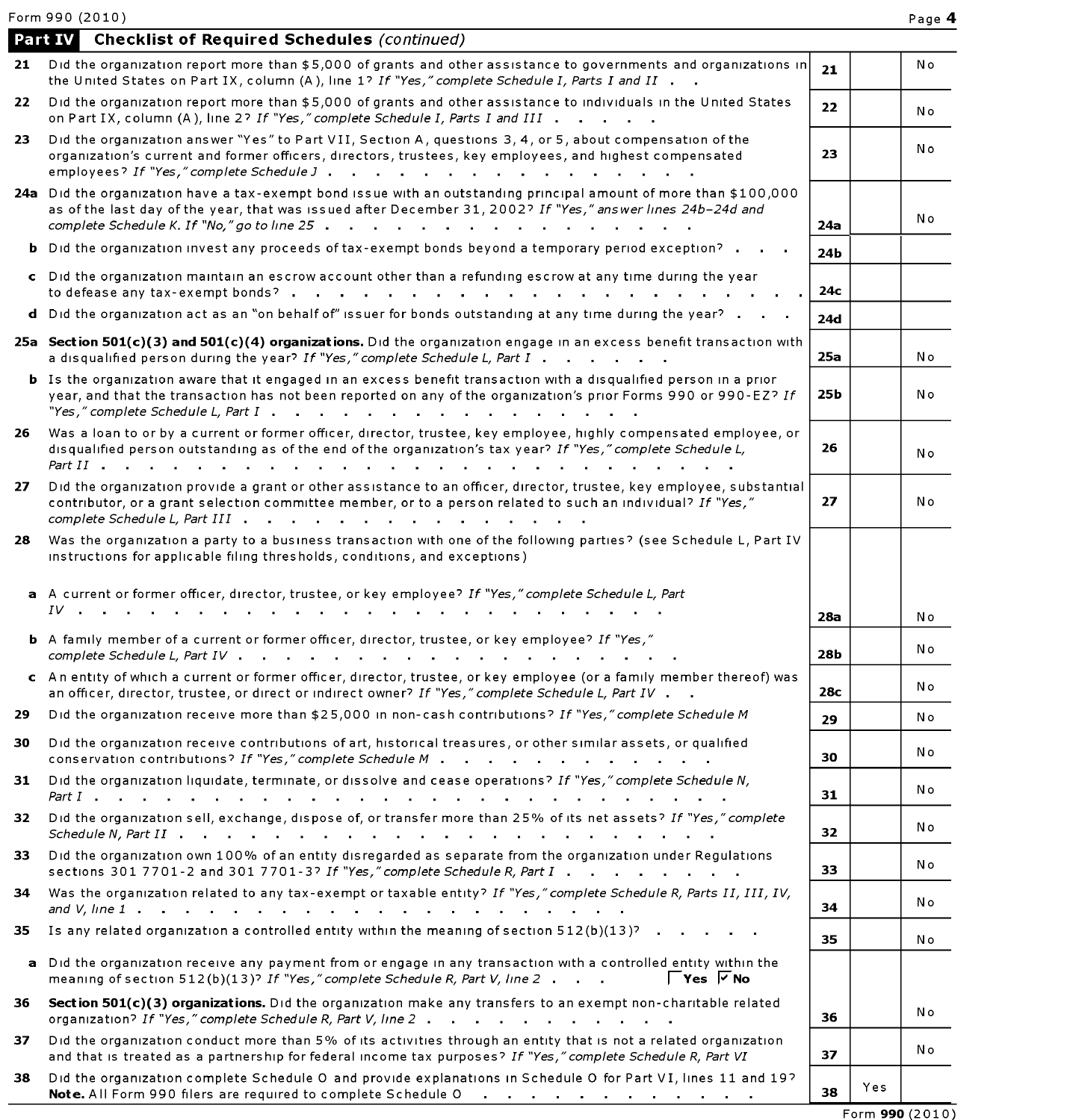Form 990 (2010)

## Part IV Checklist of Required Schedules *(continued)*

| | | | Yes | No |
|---|---|---|---|---|
| **21** | Did the organization report more than $5,000 of grants and other assistance to governments and organizations in the United States on Part IX, column (A), line 1? *If "Yes," complete Schedule I, Parts I and II* | **21** | | No |
| **22** | Did the organization report more than $5,000 of grants and other assistance to individuals in the United States on Part IX, column (A), line 2? *If "Yes," complete Schedule I, Parts I and III* | **22** | | No |
| **23** | Did the organization answer "Yes" to Part VII, Section A, questions 3, 4, or 5, about compensation of the organization's current and former officers, directors, trustees, key employees, and highest compensated employees? *If "Yes," complete Schedule J* | **23** | | No |
| **24a** | Did the organization have a tax-exempt bond issue with an outstanding principal amount of more than $100,000 as of the last day of the year, that was issued after December 31, 2002? *If "Yes," answer lines 24b–24d and complete Schedule K. If "No," go to line 25* | **24a** | | No |
| **b** | Did the organization invest any proceeds of tax-exempt bonds beyond a temporary period exception? | **24b** | | |
| **c** | Did the organization maintain an escrow account other than a refunding escrow at any time during the year to defease any tax-exempt bonds? | **24c** | | |
| **d** | Did the organization act as an "on behalf of" issuer for bonds outstanding at any time during the year? | **24d** | | |
| **25a** | **Section 501(c)(3) and 501(c)(4) organizations.** Did the organization engage in an excess benefit transaction with a disqualified person during the year? *If "Yes," complete Schedule L, Part I* | **25a** | | No |
| **b** | Is the organization aware that it engaged in an excess benefit transaction with a disqualified person in a prior year, and that the transaction has not been reported on any of the organization's prior Forms 990 or 990-EZ? *If "Yes," complete Schedule L, Part I* | **25b** | | No |
| **26** | Was a loan to or by a current or former officer, director, trustee, key employee, highly compensated employee, or disqualified person outstanding as of the end of the organization's tax year? *If "Yes," complete Schedule L, Part II* | **26** | | No |
| **27** | Did the organization provide a grant or other assistance to an officer, director, trustee, key employee, substantial contributor, or a grant selection committee member, or to a person related to such an individual? *If "Yes," complete Schedule L, Part III* | **27** | | No |
| **28** | Was the organization a party to a business transaction with one of the following parties? (see Schedule L, Part IV instructions for applicable filing thresholds, conditions, and exceptions) | | | |
| **a** | A current or former officer, director, trustee, or key employee? *If "Yes," complete Schedule L, Part IV* | **28a** | | No |
| **b** | A family member of a current or former officer, director, trustee, or key employee? *If "Yes," complete Schedule L, Part IV* | **28b** | | No |
| **c** | An entity of which a current or former officer, director, trustee, or key employee (or a family member thereof) was an officer, director, trustee, or direct or indirect owner? *If "Yes," complete Schedule L, Part IV* | **28c** | | No |
| **29** | Did the organization receive more than $25,000 in non-cash contributions? *If "Yes," complete Schedule M* | **29** | | No |
| **30** | Did the organization receive contributions of art, historical treasures, or other similar assets, or qualified conservation contributions? *If "Yes," complete Schedule M* | **30** | | No |
| **31** | Did the organization liquidate, terminate, or dissolve and cease operations? *If "Yes," complete Schedule N, Part I* | **31** | | No |
| **32** | Did the organization sell, exchange, dispose of, or transfer more than 25% of its net assets? *If "Yes," complete Schedule N, Part II* | **32** | | No |
| **33** | Did the organization own 100% of an entity disregarded as separate from the organization under Regulations sections 301 7701-2 and 301 7701-3? *If "Yes," complete Schedule R, Part I* | **33** | | No |
| **34** | Was the organization related to any tax-exempt or taxable entity? *If "Yes," complete Schedule R, Parts II, III, IV, and V, line 1* | **34** | | No |
| **35** | Is any related organization a controlled entity within the meaning of section 512(b)(13)? | **35** | | No |
| **a** | Did the organization receive any payment from or engage in any transaction with a controlled entity within the meaning of section 512(b)(13)? *If "Yes," complete Schedule R, Part V, line 2* ☐ **Yes** ☑ **No** | | | |
| **36** | **Section 501(c)(3) organizations.** Did the organization make any transfers to an exempt non-charitable related organization? *If "Yes," complete Schedule R, Part V, line 2* | **36** | | No |
| **37** | Did the organization conduct more than 5% of its activities through an entity that is not a related organization and that is treated as a partnership for federal income tax purposes? *If "Yes," complete Schedule R, Part VI* | **37** | | No |
| **38** | Did the organization complete Schedule O and provide explanations in Schedule O for Part VI, lines 11 and 19? **Note.** All Form 990 filers are required to complete Schedule O | **38** | Yes | |

Form **990** (2010)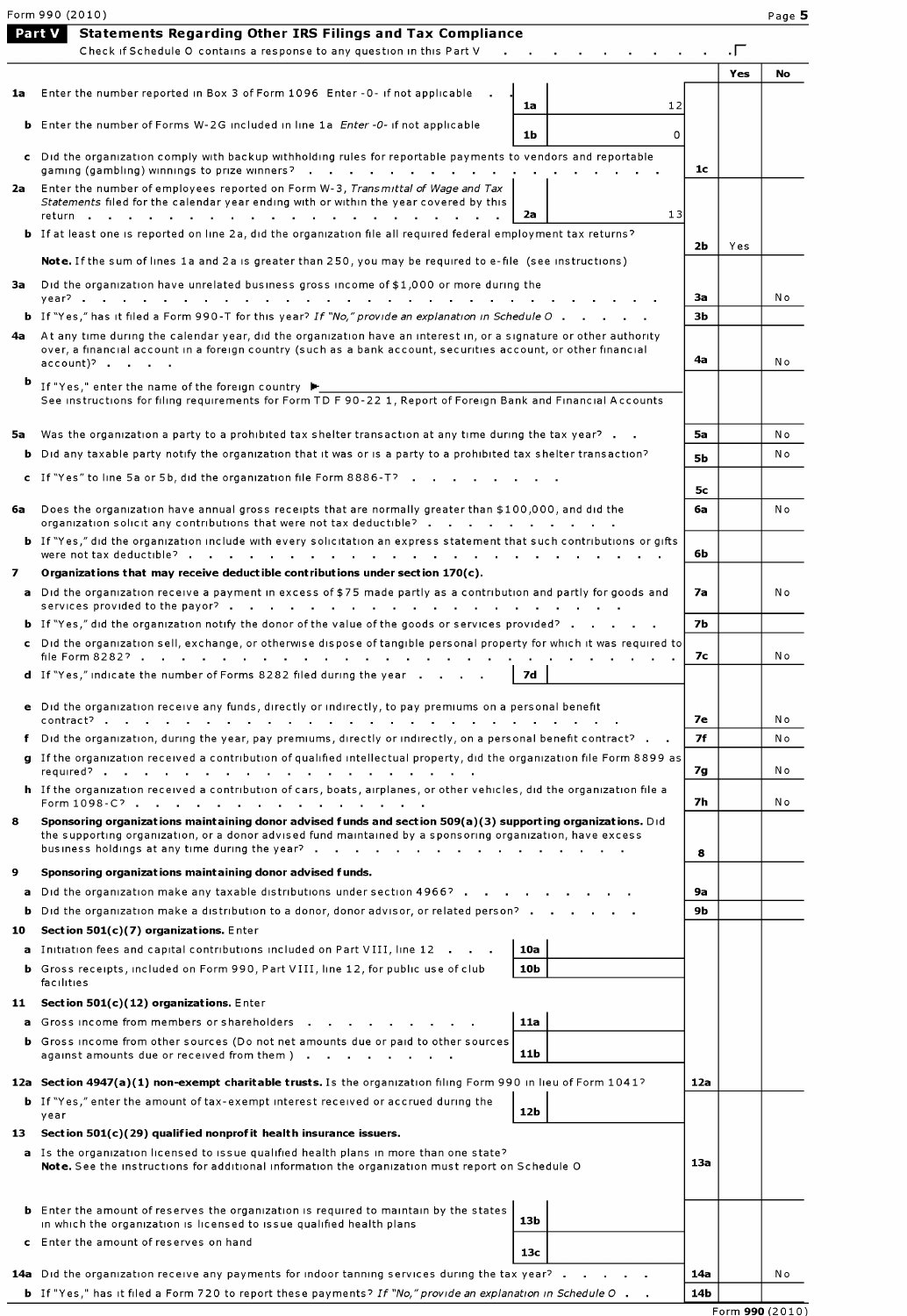Form 990 (2010) Page **5**

## Part V Statements Regarding Other IRS Filings and Tax Compliance

Check if Schedule O contains a response to any question in this Part V . . . . . . . . . . . ☐

| | | | | Yes | No |
|---|---|---|---|---|---|
| **1a** | Enter the number reported in Box 3 of Form 1096 Enter -0- if not applicable | **1a** | 12 | | |
| **b** | Enter the number of Forms W-2G included in line 1a *Enter -0- if not applicable* | **1b** | 0 | | |
| **c** | Did the organization comply with backup withholding rules for reportable payments to vendors and reportable gaming (gambling) winnings to prize winners? | | **1c** | | |
| **2a** | Enter the number of employees reported on Form W-3, *Transmittal of Wage and Tax Statements* filed for the calendar year ending with or within the year covered by this return | **2a** | 13 | | |
| **b** | If at least one is reported on line 2a, did the organization file all required federal employment tax returns? | | **2b** | Yes | |
| | **Note.** If the sum of lines 1a and 2a is greater than 250, you may be required to e-file (see instructions) | | | | |
| **3a** | Did the organization have unrelated business gross income of $1,000 or more during the year? | | **3a** | | No |
| **b** | If "Yes," has it filed a Form 990-T for this year? *If "No," provide an explanation in Schedule O* | | **3b** | | |
| **4a** | At any time during the calendar year, did the organization have an interest in, or a signature or other authority over, a financial account in a foreign country (such as a bank account, securities account, or other financial account)? | | **4a** | | No |
| **b** | If "Yes," enter the name of the foreign country ▶<br>See instructions for filing requirements for Form TD F 90-22 1, Report of Foreign Bank and Financial Accounts | | | | |
| **5a** | Was the organization a party to a prohibited tax shelter transaction at any time during the tax year? | | **5a** | | No |
| **b** | Did any taxable party notify the organization that it was or is a party to a prohibited tax shelter transaction? | | **5b** | | No |
| **c** | If "Yes" to line 5a or 5b, did the organization file Form 8886-T? | | **5c** | | |
| **6a** | Does the organization have annual gross receipts that are normally greater than $100,000, and did the organization solicit any contributions that were not tax deductible? | | **6a** | | No |
| **b** | If "Yes," did the organization include with every solicitation an express statement that such contributions or gifts were not tax deductible? | | **6b** | | |
| **7** | **Organizations that may receive deductible contributions under section 170(c).** | | | | |
| **a** | Did the organization receive a payment in excess of $75 made partly as a contribution and partly for goods and services provided to the payor? | | **7a** | | No |
| **b** | If "Yes," did the organization notify the donor of the value of the goods or services provided? | | **7b** | | |
| **c** | Did the organization sell, exchange, or otherwise dispose of tangible personal property for which it was required to file Form 8282? | | **7c** | | No |
| **d** | If "Yes," indicate the number of Forms 8282 filed during the year | **7d** | | | |
| **e** | Did the organization receive any funds, directly or indirectly, to pay premiums on a personal benefit contract? | | **7e** | | No |
| **f** | Did the organization, during the year, pay premiums, directly or indirectly, on a personal benefit contract? | | **7f** | | No |
| **g** | If the organization received a contribution of qualified intellectual property, did the organization file Form 8899 as required? | | **7g** | | No |
| **h** | If the organization received a contribution of cars, boats, airplanes, or other vehicles, did the organization file a Form 1098-C? | | **7h** | | No |
| **8** | **Sponsoring organizations maintaining donor advised funds and section 509(a)(3) supporting organizations.** Did the supporting organization, or a donor advised fund maintained by a sponsoring organization, have excess business holdings at any time during the year? | | **8** | | |
| **9** | **Sponsoring organizations maintaining donor advised funds.** | | | | |
| **a** | Did the organization make any taxable distributions under section 4966? | | **9a** | | |
| **b** | Did the organization make a distribution to a donor, donor advisor, or related person? | | **9b** | | |
| **10** | **Section 501(c)(7) organizations.** Enter | | | | |
| **a** | Initiation fees and capital contributions included on Part VIII, line 12 | **10a** | | | |
| **b** | Gross receipts, included on Form 990, Part VIII, line 12, for public use of club facilities | **10b** | | | |
| **11** | **Section 501(c)(12) organizations.** Enter | | | | |
| **a** | Gross income from members or shareholders | **11a** | | | |
| **b** | Gross income from other sources (Do not net amounts due or paid to other sources against amounts due or received from them ) | **11b** | | | |
| **12a** | **Section 4947(a)(1) non-exempt charitable trusts.** Is the organization filing Form 990 in lieu of Form 1041? | | **12a** | | |
| **b** | If "Yes," enter the amount of tax-exempt interest received or accrued during the year | **12b** | | | |
| **13** | **Section 501(c)(29) qualified nonprofit health insurance issuers.** | | | | |
| **a** | Is the organization licensed to issue qualified health plans in more than one state?<br>**Note.** See the instructions for additional information the organization must report on Schedule O | | **13a** | | |
| **b** | Enter the amount of reserves the organization is required to maintain by the states in which the organization is licensed to issue qualified health plans | **13b** | | | |
| **c** | Enter the amount of reserves on hand | **13c** | | | |
| **14a** | Did the organization receive any payments for indoor tanning services during the tax year? | | **14a** | | No |
| **b** | If "Yes," has it filed a Form 720 to report these payments? *If "No," provide an explanation in Schedule O* | | **14b** | | |

Form **990** (2010)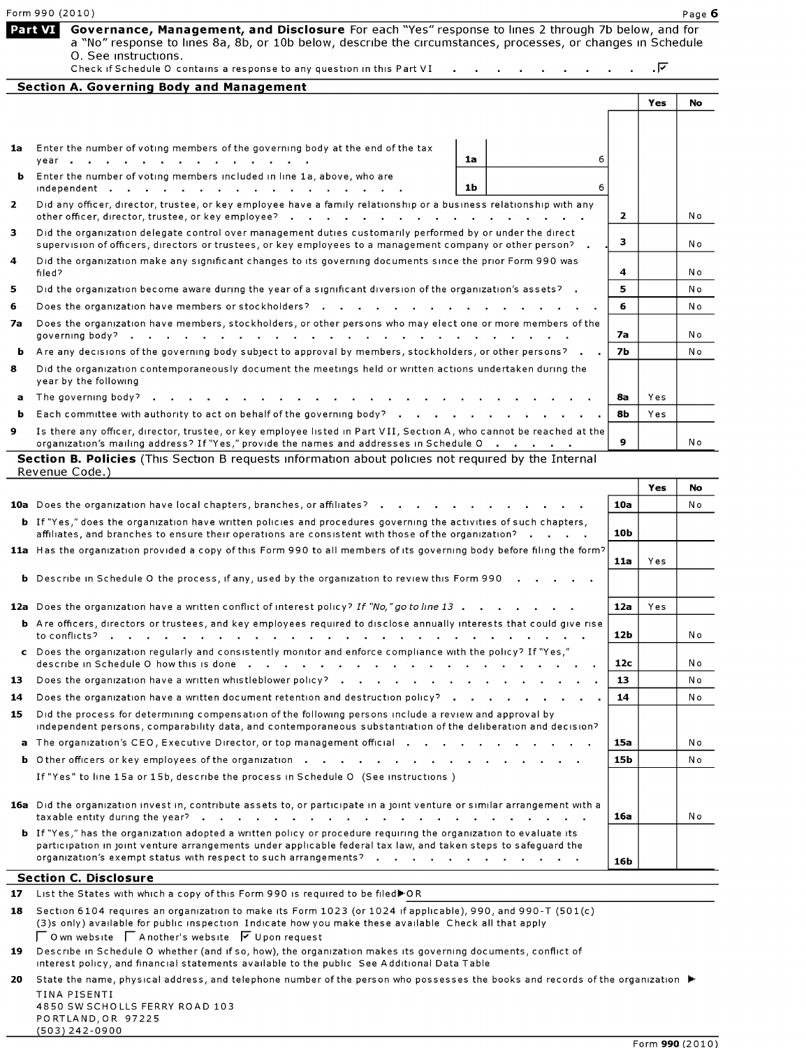Form 990 (2010) Page **6**

## Part VI Governance, Management, and Disclosure

For each "Yes" response to lines 2 through 7b below, and for a "No" response to lines 8a, 8b, or 10b below, describe the circumstances, processes, or changes in Schedule O. See instructions.

Check if Schedule O contains a response to any question in this Part VI . . . . . . . . . . ☑

### Section A. Governing Body and Management

| | | | | | Yes | No |
|---|---|---|---|---|---|---|
| **1a** | Enter the number of voting members of the governing body at the end of the tax year | 1a | 6 | | | |
| **b** | Enter the number of voting members included in line 1a, above, who are independent | 1b | 6 | | | |
| **2** | Did any officer, director, trustee, or key employee have a family relationship or a business relationship with any other officer, director, trustee, or key employee? | | | 2 | | No |
| **3** | Did the organization delegate control over management duties customarily performed by or under the direct supervision of officers, directors or trustees, or key employees to a management company or other person? | | | 3 | | No |
| **4** | Did the organization make any significant changes to its governing documents since the prior Form 990 was filed? | | | 4 | | No |
| **5** | Did the organization become aware during the year of a significant diversion of the organization's assets? | | | 5 | | No |
| **6** | Does the organization have members or stockholders? | | | 6 | | No |
| **7a** | Does the organization have members, stockholders, or other persons who may elect one or more members of the governing body? | | | 7a | | No |
| **b** | Are any decisions of the governing body subject to approval by members, stockholders, or other persons? | | | 7b | | No |
| **8** | Did the organization contemporaneously document the meetings held or written actions undertaken during the year by the following | | | | | |
| **a** | The governing body? | | | 8a | Yes | |
| **b** | Each committee with authority to act on behalf of the governing body? | | | 8b | Yes | |
| **9** | Is there any officer, director, trustee, or key employee listed in Part VII, Section A, who cannot be reached at the organization's mailing address? If "Yes," provide the names and addresses in Schedule O | | | 9 | | No |

### Section B. Policies (This Section B requests information about policies not required by the Internal Revenue Code.)

| | | | Yes | No |
|---|---|---|---|---|
| **10a** | Does the organization have local chapters, branches, or affiliates? | 10a | | No |
| **b** | If "Yes," does the organization have written policies and procedures governing the activities of such chapters, affiliates, and branches to ensure their operations are consistent with those of the organization? | 10b | | |
| **11a** | Has the organization provided a copy of this Form 990 to all members of its governing body before filing the form? | 11a | Yes | |
| **b** | Describe in Schedule O the process, if any, used by the organization to review this Form 990 | | | |
| **12a** | Does the organization have a written conflict of interest policy? *If "No," go to line 13* | 12a | Yes | |
| **b** | Are officers, directors or trustees, and key employees required to disclose annually interests that could give rise to conflicts? | 12b | | No |
| **c** | Does the organization regularly and consistently monitor and enforce compliance with the policy? If "Yes," describe in Schedule O how this is done | 12c | | No |
| **13** | Does the organization have a written whistleblower policy? | 13 | | No |
| **14** | Does the organization have a written document retention and destruction policy? | 14 | | No |
| **15** | Did the process for determining compensation of the following persons include a review and approval by independent persons, comparability data, and contemporaneous substantiation of the deliberation and decision? | | | |
| **a** | The organization's CEO, Executive Director, or top management official | 15a | | No |
| **b** | Other officers or key employees of the organization | 15b | | No |
| | If "Yes" to line 15a or 15b, describe the process in Schedule O (See instructions ) | | | |
| **16a** | Did the organization invest in, contribute assets to, or participate in a joint venture or similar arrangement with a taxable entity during the year? | 16a | | No |
| **b** | If "Yes," has the organization adopted a written policy or procedure requiring the organization to evaluate its participation in joint venture arrangements under applicable federal tax law, and taken steps to safeguard the organization's exempt status with respect to such arrangements? | 16b | | |

### Section C. Disclosure

**17** List the States with which a copy of this Form 990 is required to be filed ▶ OR

**18** Section 6104 requires an organization to make its Form 1023 (or 1024 if applicable), 990, and 990-T (501(c)(3)s only) available for public inspection Indicate how you make these available Check all that apply

☐ Own website ☐ Another's website ☑ Upon request

**19** Describe in Schedule O whether (and if so, how), the organization makes its governing documents, conflict of interest policy, and financial statements available to the public See Additional Data Table

**20** State the name, physical address, and telephone number of the person who possesses the books and records of the organization ▶

TINA PISENTI
4850 SW SCHOLLS FERRY ROAD 103
PORTLAND, OR 97225
(503) 242-0900

Form **990** (2010)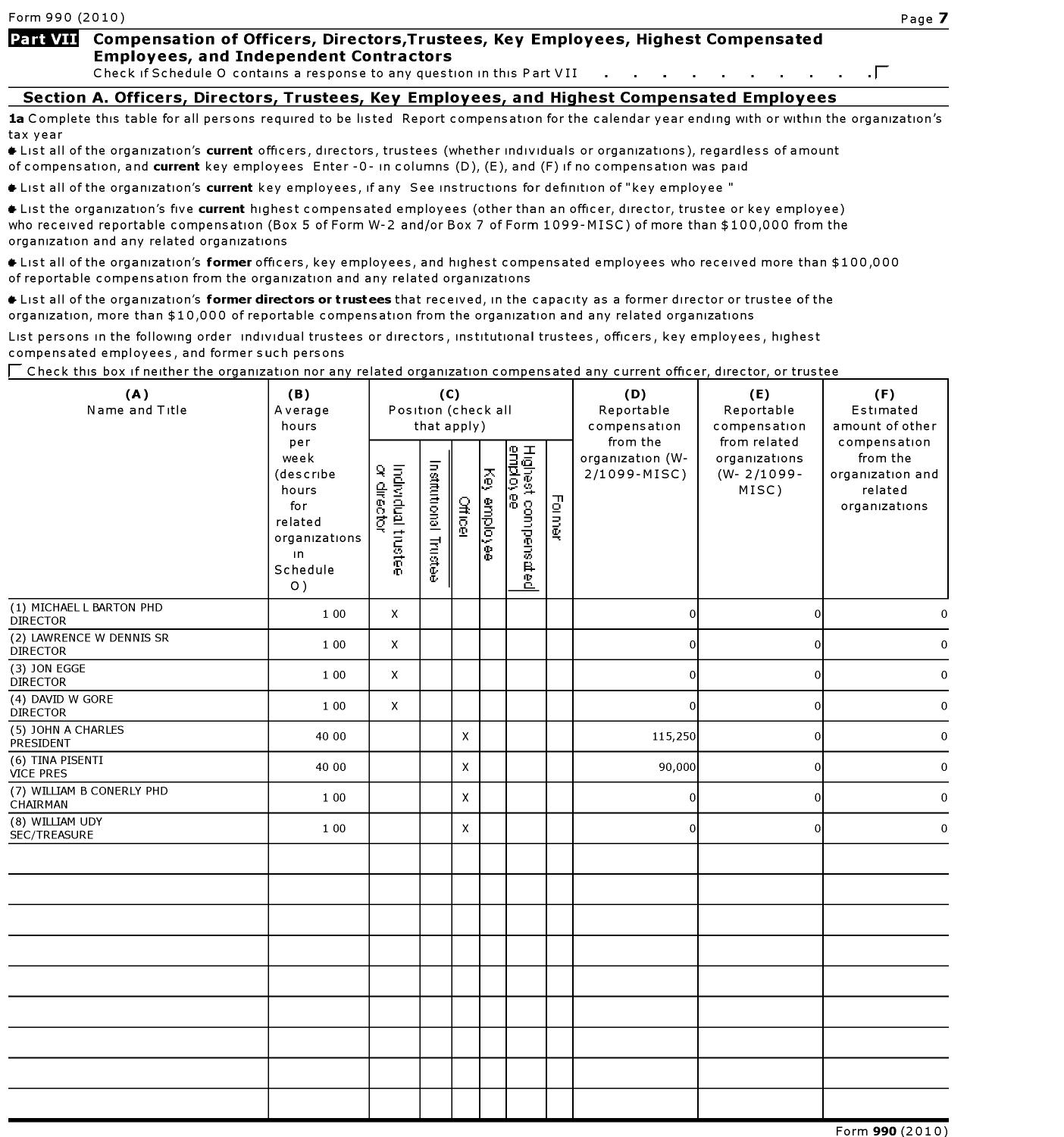Form 990 (2010)

## Part VII Compensation of Officers, Directors,Trustees, Key Employees, Highest Compensated Employees, and Independent Contractors

Check if Schedule O contains a response to any question in this Part VII . . . . . . . . . . . ☐

### Section A. Officers, Directors, Trustees, Key Employees, and Highest Compensated Employees

**1a** Complete this table for all persons required to be listed Report compensation for the calendar year ending with or within the organization's tax year

- List all of the organization's **current** officers, directors, trustees (whether individuals or organizations), regardless of amount of compensation, and **current** key employees Enter -0- in columns (D), (E), and (F) if no compensation was paid
- List all of the organization's **current** key employees, if any See instructions for definition of "key employee "
- List the organization's five **current** highest compensated employees (other than an officer, director, trustee or key employee) who received reportable compensation (Box 5 of Form W-2 and/or Box 7 of Form 1099-MISC) of more than $100,000 from the organization and any related organizations
- List all of the organization's **former** officers, key employees, and highest compensated employees who received more than $100,000 of reportable compensation from the organization and any related organizations
- List all of the organization's **former directors or trustees** that received, in the capacity as a former director or trustee of the organization, more than $10,000 of reportable compensation from the organization and any related organizations

List persons in the following order individual trustees or directors, institutional trustees, officers, key employees, highest compensated employees, and former such persons

☐ Check this box if neither the organization nor any related organization compensated any current officer, director, or trustee

| (A) Name and Title | (B) Average hours per week (describe hours for related organizations in Schedule O) | (C) Position (check all that apply) | | | | | | (D) Reportable compensation from the organization (W-2/1099-MISC) | (E) Reportable compensation from related organizations (W- 2/1099-MISC) | (F) Estimated amount of other compensation from the organization and related organizations |
|---|---|---|---|---|---|---|---|---|---|---|
| | | Individual trustee or director | Institutional Trustee | Officer | Key employee | Highest compensated employee | Former | | | |
| (1) MICHAEL L BARTON PHD DIRECTOR | 1 00 | X | | | | | | 0 | 0 | 0 |
| (2) LAWRENCE W DENNIS SR DIRECTOR | 1 00 | X | | | | | | 0 | 0 | 0 |
| (3) JON EGGE DIRECTOR | 1 00 | X | | | | | | 0 | 0 | 0 |
| (4) DAVID W GORE DIRECTOR | 1 00 | X | | | | | | 0 | 0 | 0 |
| (5) JOHN A CHARLES PRESIDENT | 40 00 | | | X | | | | 115,250 | 0 | 0 |
| (6) TINA PISENTI VICE PRES | 40 00 | | | X | | | | 90,000 | 0 | 0 |
| (7) WILLIAM B CONERLY PHD CHAIRMAN | 1 00 | | | X | | | | 0 | 0 | 0 |
| (8) WILLIAM UDY SEC/TREASURE | 1 00 | | | X | | | | 0 | 0 | 0 |

Form **990** (2010)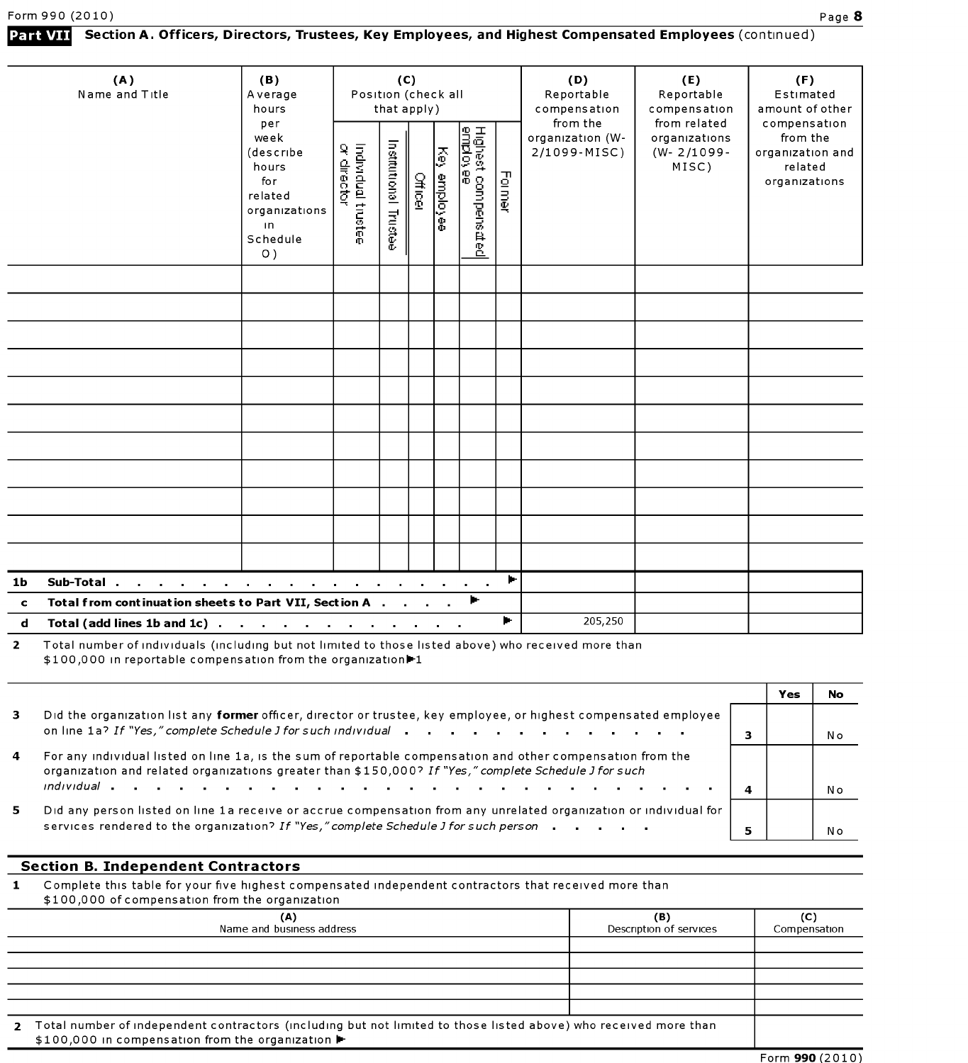## Part VII Section A. Officers, Directors, Trustees, Key Employees, and Highest Compensated Employees (continued)

| (A) Name and Title | (B) Average hours per week (describe hours for related organizations in Schedule O) | (C) Position (check all that apply) Individual trustee or director | Institutional Trustee | Officer | Key employee | Highest compensated employee | Former | (D) Reportable compensation from the organization (W-2/1099-MISC) | (E) Reportable compensation from related organizations (W-2/1099-MISC) | (F) Estimated amount of other compensation from the organization and related organizations |
|---|---|---|---|---|---|---|---|---|---|---|
| | | | | | | | | | | |
| | | | | | | | | | | |
| | | | | | | | | | | |
| | | | | | | | | | | |
| | | | | | | | | | | |
| | | | | | | | | | | |
| | | | | | | | | | | |
| | | | | | | | | | | |
| | | | | | | | | | | |
| | | | | | | | | | | |
| | | | | | | | | | | |
| **1b Sub-Total** ▶ | | | | | | | | | | |
| **c Total from continuation sheets to Part VII, Section A** ▶ | | | | | | | | | | |
| **d Total (add lines 1b and 1c)** ▶ | | | | | | | | 205,250 | | |

**2** Total number of individuals (including but not limited to those listed above) who received more than $100,000 in reportable compensation from the organization ▶1

| | | | Yes | No |
|---|---|---|---|---|
| **3** | Did the organization list any **former** officer, director or trustee, key employee, or highest compensated employee on line 1a? *If "Yes," complete Schedule J for such individual* | 3 | | No |
| **4** | For any individual listed on line 1a, is the sum of reportable compensation and other compensation from the organization and related organizations greater than $150,000? *If "Yes," complete Schedule J for such individual* | 4 | | No |
| **5** | Did any person listed on line 1a receive or accrue compensation from any unrelated organization or individual for services rendered to the organization? *If "Yes," complete Schedule J for such person* | 5 | | No |

### Section B. Independent Contractors

**1** Complete this table for your five highest compensated independent contractors that received more than $100,000 of compensation from the organization

| (A) Name and business address | (B) Description of services | (C) Compensation |
|---|---|---|
| | | |
| | | |
| | | |
| | | |
| | | |

**2** Total number of independent contractors (including but not limited to those listed above) who received more than $100,000 in compensation from the organization ▶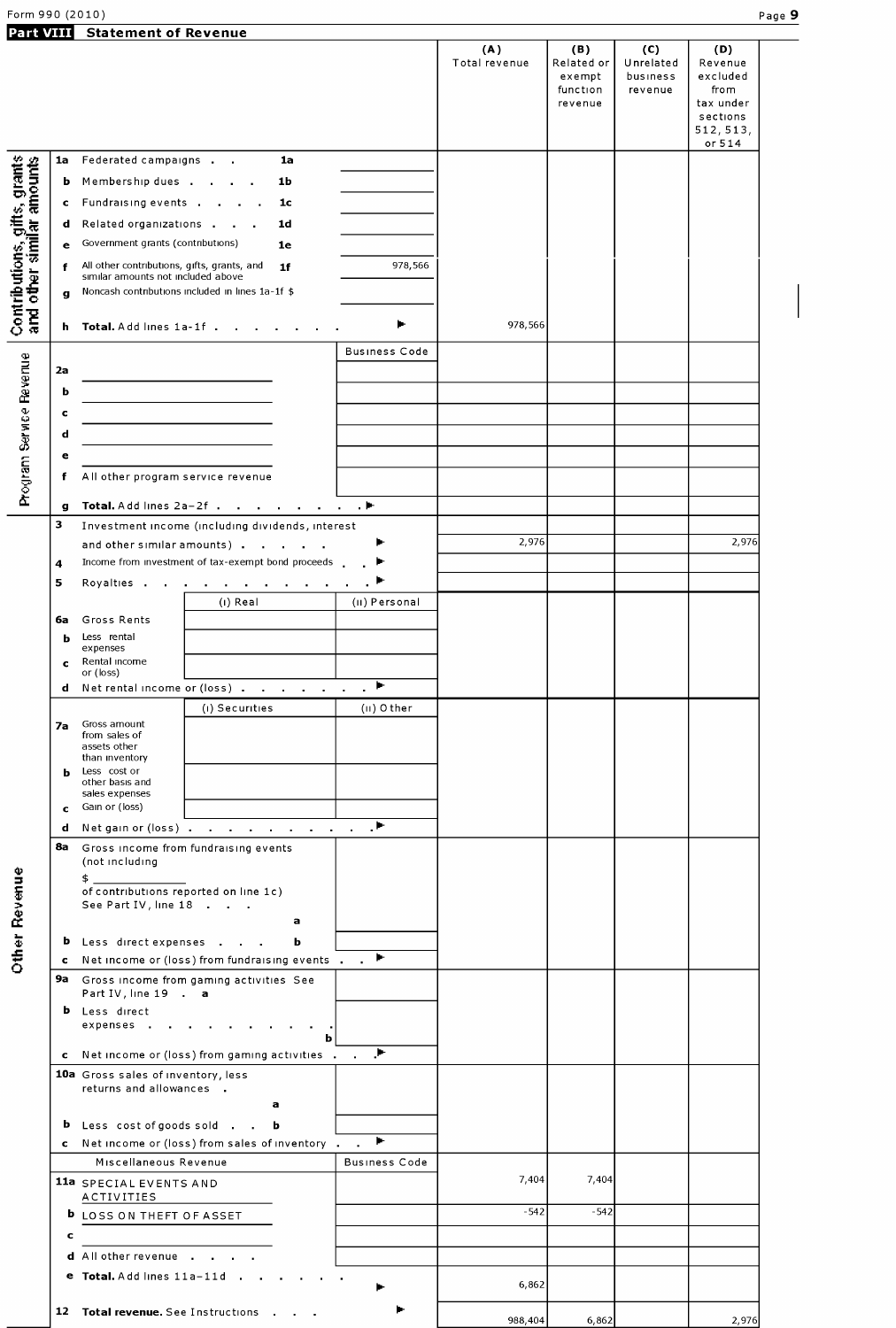Form 990 (2010)

## Part VIII Statement of Revenue

| | | | (A) Total revenue | (B) Related or exempt function revenue | (C) Unrelated business revenue | (D) Revenue excluded from tax under sections 512, 513, or 514 |
|---|---|---|---|---|---|---|
| **Contributions, gifts, grants and other similar amounts** | | | | | | |
| 1a | Federated campaigns . . . 1a | | | | | |
| b | Membership dues . . . . 1b | | | | | |
| c | Fundraising events . . . . 1c | | | | | |
| d | Related organizations . . . 1d | | | | | |
| e | Government grants (contributions) 1e | | | | | |
| f | All other contributions, gifts, grants, and similar amounts not included above 1f | 978,566 | | | | |
| g | Noncash contributions included in lines 1a-1f $ | | | | | |
| h | **Total.** Add lines 1a-1f . . . . . . ▶ | | 978,566 | | | |
| **Program Service Revenue** | | Business Code | | | | |
| 2a | | | | | | |
| b | | | | | | |
| c | | | | | | |
| d | | | | | | |
| e | | | | | | |
| f | All other program service revenue | | | | | |
| g | **Total.** Add lines 2a–2f . . . . . . ▶ | | | | | |
| **Other Revenue** | | | | | | |
| 3 | Investment income (including dividends, interest and other similar amounts) . . . . . ▶ | | 2,976 | | | 2,976 |
| 4 | Income from investment of tax-exempt bond proceeds . . ▶ | | | | | |
| 5 | Royalties . . . . . . . . . . ▶ | | | | | |
| | (i) Real | (ii) Personal | | | | |
| 6a | Gross Rents | | | | | |
| b | Less rental expenses | | | | | |
| c | Rental income or (loss) | | | | | |
| d | Net rental income or (loss) . . . . . . ▶ | | | | | |
| | (i) Securities | (ii) Other | | | | |
| 7a | Gross amount from sales of assets other than inventory | | | | | |
| b | Less cost or other basis and sales expenses | | | | | |
| c | Gain or (loss) | | | | | |
| d | Net gain or (loss) . . . . . . . . . ▶ | | | | | |
| 8a | Gross income from fundraising events (not including $ ______ of contributions reported on line 1c) See Part IV, line 18 . . . a | | | | | |
| b | Less direct expenses . . . b | | | | | |
| c | Net income or (loss) from fundraising events . . ▶ | | | | | |
| 9a | Gross income from gaming activities See Part IV, line 19 . a | | | | | |
| b | Less direct expenses . . . . . . . . . b | | | | | |
| c | Net income or (loss) from gaming activities . . ▶ | | | | | |
| 10a | Gross sales of inventory, less returns and allowances . a | | | | | |
| b | Less cost of goods sold . . b | | | | | |
| c | Net income or (loss) from sales of inventory . . ▶ | | | | | |
| | Miscellaneous Revenue | Business Code | | | | |
| 11a | SPECIAL EVENTS AND ACTIVITIES | | 7,404 | 7,404 | | |
| b | LOSS ON THEFT OF ASSET | | -542 | -542 | | |
| c | | | | | | |
| d | All other revenue . . . . | | | | | |
| e | **Total.** Add lines 11a–11d . . . . . . ▶ | | 6,862 | | | |
| 12 | **Total revenue.** See Instructions . . . ▶ | | 988,404 | 6,862 | | 2,976 |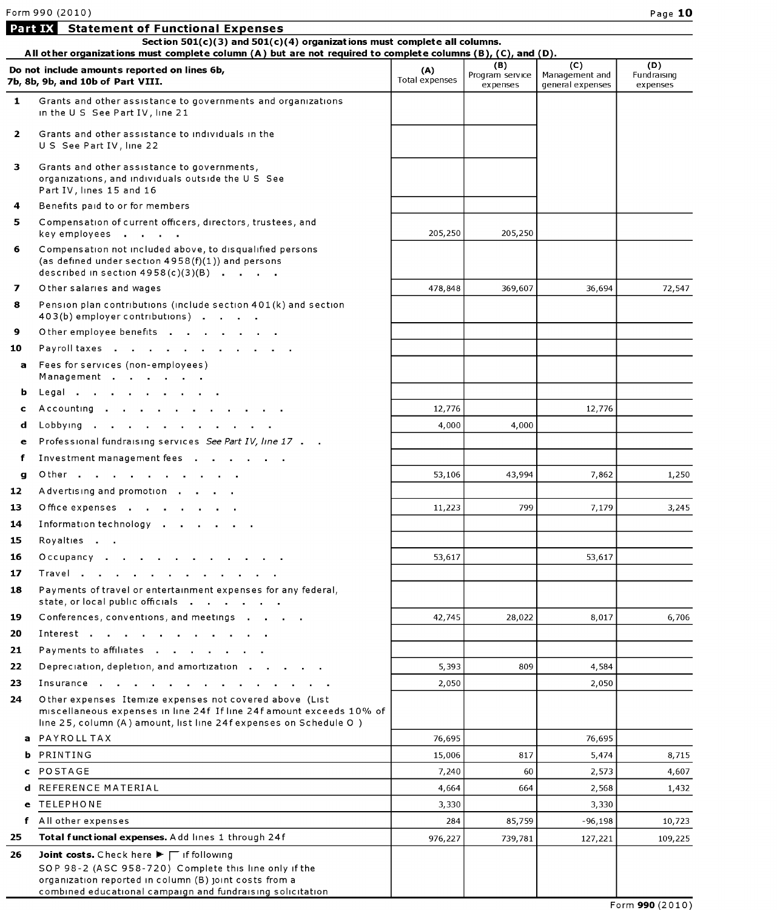## Part IX Statement of Functional Expenses

**Section 501(c)(3) and 501(c)(4) organizations must complete all columns.**
**All other organizations must complete column (A) but are not required to complete columns (B), (C), and (D).**

| Do not include amounts reported on lines 6b, 7b, 8b, 9b, and 10b of Part VIII. | (A) Total expenses | (B) Program service expenses | (C) Management and general expenses | (D) Fundraising expenses |
|---|---|---|---|---|
| **1** Grants and other assistance to governments and organizations in the U S See Part IV, line 21 | | | | |
| **2** Grants and other assistance to individuals in the U S See Part IV, line 22 | | | | |
| **3** Grants and other assistance to governments, organizations, and individuals outside the U S See Part IV, lines 15 and 16 | | | | |
| **4** Benefits paid to or for members | | | | |
| **5** Compensation of current officers, directors, trustees, and key employees | 205,250 | 205,250 | | |
| **6** Compensation not included above, to disqualified persons (as defined under section 4958(f)(1)) and persons described in section 4958(c)(3)(B) | | | | |
| **7** Other salaries and wages | 478,848 | 369,607 | 36,694 | 72,547 |
| **8** Pension plan contributions (include section 401(k) and section 403(b) employer contributions) | | | | |
| **9** Other employee benefits | | | | |
| **10** Payroll taxes | | | | |
| **a** Fees for services (non-employees) Management | | | | |
| **b** Legal | | | | |
| **c** Accounting | 12,776 | | 12,776 | |
| **d** Lobbying | 4,000 | 4,000 | | |
| **e** Professional fundraising services *See Part IV, line 17* | | | | |
| **f** Investment management fees | | | | |
| **g** Other | 53,106 | 43,994 | 7,862 | 1,250 |
| **12** Advertising and promotion | | | | |
| **13** Office expenses | 11,223 | 799 | 7,179 | 3,245 |
| **14** Information technology | | | | |
| **15** Royalties | | | | |
| **16** Occupancy | 53,617 | | 53,617 | |
| **17** Travel | | | | |
| **18** Payments of travel or entertainment expenses for any federal, state, or local public officials | | | | |
| **19** Conferences, conventions, and meetings | 42,745 | 28,022 | 8,017 | 6,706 |
| **20** Interest | | | | |
| **21** Payments to affiliates | | | | |
| **22** Depreciation, depletion, and amortization | 5,393 | 809 | 4,584 | |
| **23** Insurance | 2,050 | | 2,050 | |
| **24** Other expenses Itemize expenses not covered above (List miscellaneous expenses in line 24f If line 24f amount exceeds 10% of line 25, column (A) amount, list line 24f expenses on Schedule O ) | | | | |
| **a** PAYROLL TAX | 76,695 | | 76,695 | |
| **b** PRINTING | 15,006 | 817 | 5,474 | 8,715 |
| **c** POSTAGE | 7,240 | 60 | 2,573 | 4,607 |
| **d** REFERENCE MATERIAL | 4,664 | 664 | 2,568 | 1,432 |
| **e** TELEPHONE | 3,330 | | 3,330 | |
| **f** All other expenses | 284 | 85,759 | -96,198 | 10,723 |
| **25 Total functional expenses.** Add lines 1 through 24f | 976,227 | 739,781 | 127,221 | 109,225 |
| **26 Joint costs.** Check here ▶ ☐ if following SOP 98-2 (ASC 958-720) Complete this line only if the organization reported in column (B) joint costs from a combined educational campaign and fundraising solicitation | | | | |

Form **990** (2010)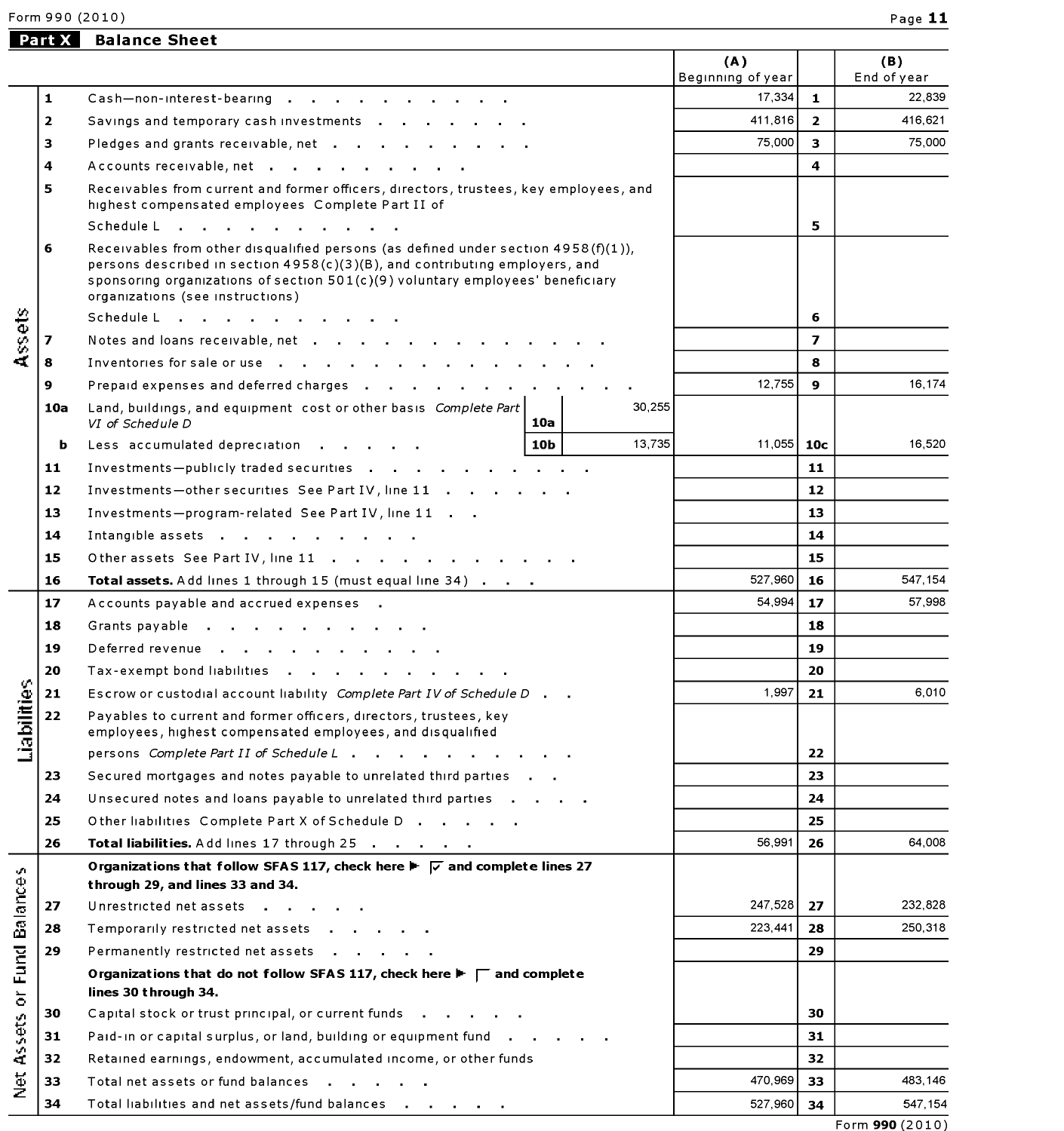## Part X Balance Sheet

| | | | | | (A) Beginning of year | | (B) End of year |
|---|---|---|---|---|---|---|---|
| Assets | 1 | Cash—non-interest-bearing | | | 17,334 | 1 | 22,839 |
| | 2 | Savings and temporary cash investments | | | 411,816 | 2 | 416,621 |
| | 3 | Pledges and grants receivable, net | | | 75,000 | 3 | 75,000 |
| | 4 | Accounts receivable, net | | | | 4 | |
| | 5 | Receivables from current and former officers, directors, trustees, key employees, and highest compensated employees Complete Part II of Schedule L | | | | 5 | |
| | 6 | Receivables from other disqualified persons (as defined under section 4958(f)(1)), persons described in section 4958(c)(3)(B), and contributing employers, and sponsoring organizations of section 501(c)(9) voluntary employees' beneficiary organizations (see instructions) Schedule L | | | | 6 | |
| | 7 | Notes and loans receivable, net | | | | 7 | |
| | 8 | Inventories for sale or use | | | | 8 | |
| | 9 | Prepaid expenses and deferred charges | | | 12,755 | 9 | 16,174 |
| | 10a | Land, buildings, and equipment cost or other basis *Complete Part VI of Schedule D* | 10a | 30,255 | | | |
| | b | Less accumulated depreciation | 10b | 13,735 | 11,055 | 10c | 16,520 |
| | 11 | Investments—publicly traded securities | | | | 11 | |
| | 12 | Investments—other securities See Part IV, line 11 | | | | 12 | |
| | 13 | Investments—program-related See Part IV, line 11 | | | | 13 | |
| | 14 | Intangible assets | | | | 14 | |
| | 15 | Other assets See Part IV, line 11 | | | | 15 | |
| | 16 | **Total assets.** Add lines 1 through 15 (must equal line 34) | | | 527,960 | 16 | 547,154 |
| Liabilities | 17 | Accounts payable and accrued expenses | | | 54,994 | 17 | 57,998 |
| | 18 | Grants payable | | | | 18 | |
| | 19 | Deferred revenue | | | | 19 | |
| | 20 | Tax-exempt bond liabilities | | | | 20 | |
| | 21 | Escrow or custodial account liability *Complete Part IV of Schedule D* | | | 1,997 | 21 | 6,010 |
| | 22 | Payables to current and former officers, directors, trustees, key employees, highest compensated employees, and disqualified persons *Complete Part II of Schedule L* | | | | 22 | |
| | 23 | Secured mortgages and notes payable to unrelated third parties | | | | 23 | |
| | 24 | Unsecured notes and loans payable to unrelated third parties | | | | 24 | |
| | 25 | Other liabilities Complete Part X of Schedule D | | | | 25 | |
| | 26 | **Total liabilities.** Add lines 17 through 25 | | | 56,991 | 26 | 64,008 |
| Net Assets or Fund Balances | | **Organizations that follow SFAS 117, check here ▶ ☑ and complete lines 27 through 29, and lines 33 and 34.** | | | | | |
| | 27 | Unrestricted net assets | | | 247,528 | 27 | 232,828 |
| | 28 | Temporarily restricted net assets | | | 223,441 | 28 | 250,318 |
| | 29 | Permanently restricted net assets | | | | 29 | |
| | | **Organizations that do not follow SFAS 117, check here ▶ ☐ and complete lines 30 through 34.** | | | | | |
| | 30 | Capital stock or trust principal, or current funds | | | | 30 | |
| | 31 | Paid-in or capital surplus, or land, building or equipment fund | | | | 31 | |
| | 32 | Retained earnings, endowment, accumulated income, or other funds | | | | 32 | |
| | 33 | Total net assets or fund balances | | | 470,969 | 33 | 483,146 |
| | 34 | Total liabilities and net assets/fund balances | | | 527,960 | 34 | 547,154 |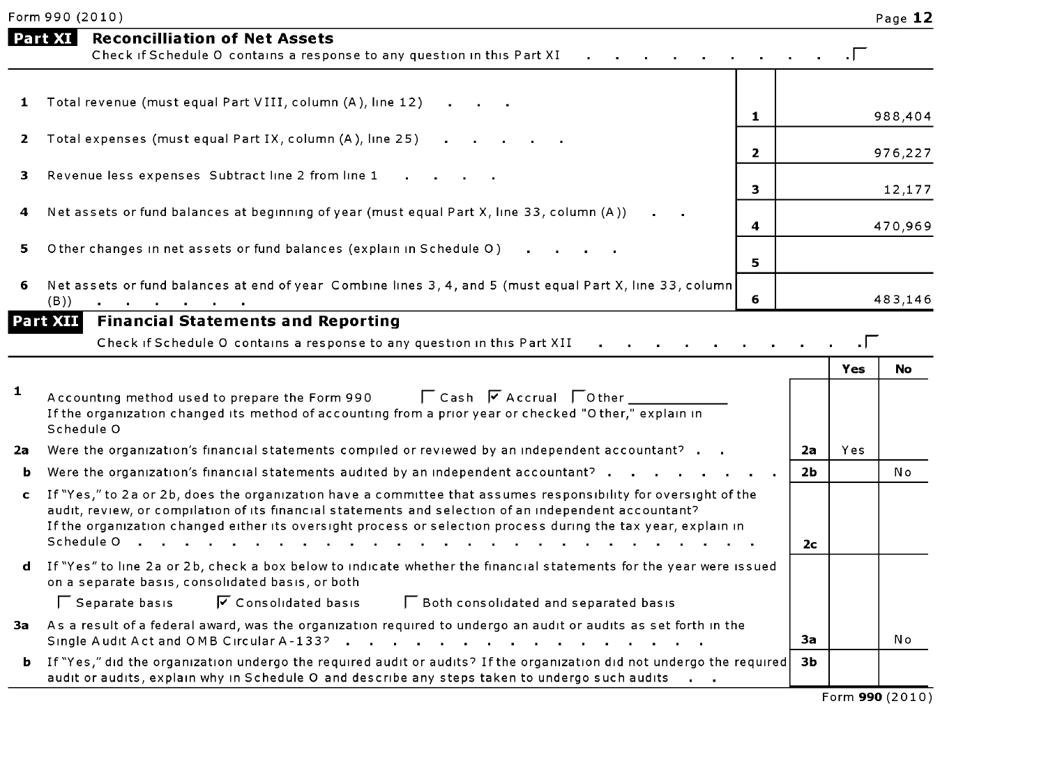Form 990 (2010)

## Part XI Reconcilliation of Net Assets

Check if Schedule O contains a response to any question in this Part XI . . . . . . . . . . . ☐

| | | | |
|---|---|---|---|
| 1 | Total revenue (must equal Part VIII, column (A), line 12) | 1 | 988,404 |
| 2 | Total expenses (must equal Part IX, column (A), line 25) | 2 | 976,227 |
| 3 | Revenue less expenses Subtract line 2 from line 1 | 3 | 12,177 |
| 4 | Net assets or fund balances at beginning of year (must equal Part X, line 33, column (A)) | 4 | 470,969 |
| 5 | Other changes in net assets or fund balances (explain in Schedule O) | 5 | |
| 6 | Net assets or fund balances at end of year Combine lines 3, 4, and 5 (must equal Part X, line 33, column (B)) | 6 | 483,146 |

## Part XII Financial Statements and Reporting

Check if Schedule O contains a response to any question in this Part XII . . . . . . . . . . . . ☐

| | | | Yes | No |
|---|---|---|---|---|
| 1 | Accounting method used to prepare the Form 990 ☐ Cash ☑ Accrual ☐ Other ___________<br>If the organization changed its method of accounting from a prior year or checked "Other," explain in Schedule O | | | |
| 2a | Were the organization's financial statements compiled or reviewed by an independent accountant? | 2a | Yes | |
| b | Were the organization's financial statements audited by an independent accountant? | 2b | | No |
| c | If "Yes," to 2a or 2b, does the organization have a committee that assumes responsibility for oversight of the audit, review, or compilation of its financial statements and selection of an independent accountant?<br>If the organization changed either its oversight process or selection process during the tax year, explain in Schedule O | 2c | | |
| d | If "Yes" to line 2a or 2b, check a box below to indicate whether the financial statements for the year were issued on a separate basis, consolidated basis, or both<br>☐ Separate basis ☑ Consolidated basis ☐ Both consolidated and separated basis | | | |
| 3a | As a result of a federal award, was the organization required to undergo an audit or audits as set forth in the Single Audit Act and OMB Circular A-133? | 3a | | No |
| b | If "Yes," did the organization undergo the required audit or audits? If the organization did not undergo the required audit or audits, explain why in Schedule O and describe any steps taken to undergo such audits | 3b | | |

Form **990** (2010)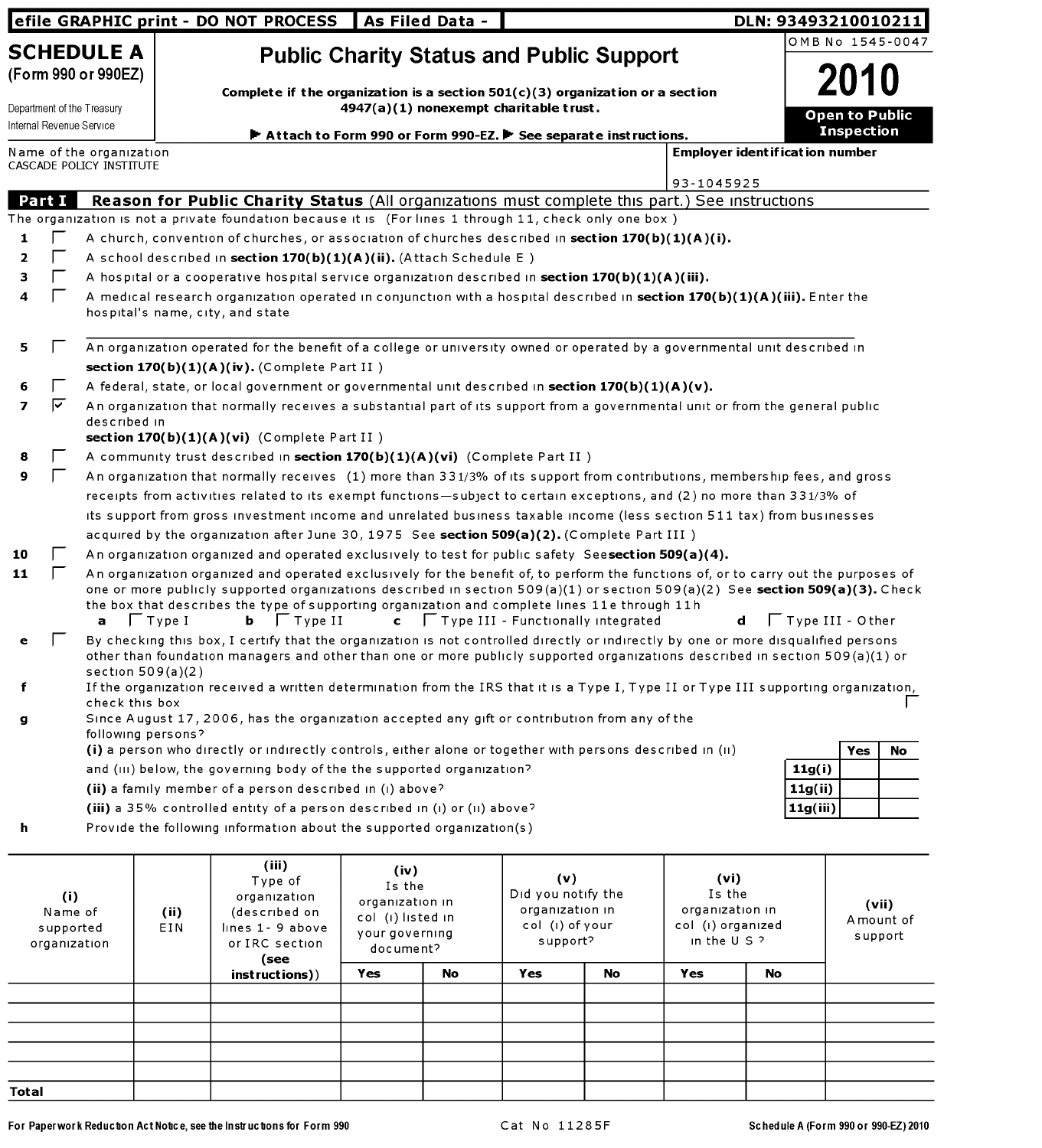efile GRAPHIC print - DO NOT PROCESS | As Filed Data - | DLN: 93493210010211

# SCHEDULE A (Form 990 or 990EZ)

Department of the Treasury
Internal Revenue Service

## Public Charity Status and Public Support

**Complete if the organization is a section 501(c)(3) organization or a section 4947(a)(1) nonexempt charitable trust.**

**▶ Attach to Form 990 or Form 990-EZ. ▶ See separate instructions.**

OMB No 1545-0047

**2010**

**Open to Public Inspection**

Name of the organization
CASCADE POLICY INSTITUTE

**Employer identification number**
93-1045925

## Part I Reason for Public Charity Status (All organizations must complete this part.) See instructions

The organization is not a private foundation because it is (For lines 1 through 11, check only one box )

1. ☐ A church, convention of churches, or association of churches described in **section 170(b)(1)(A)(i).**
2. ☐ A school described in **section 170(b)(1)(A)(ii).** (Attach Schedule E )
3. ☐ A hospital or a cooperative hospital service organization described in **section 170(b)(1)(A)(iii).**
4. ☐ A medical research organization operated in conjunction with a hospital described in **section 170(b)(1)(A)(iii).** Enter the hospital's name, city, and state
5. ☐ An organization operated for the benefit of a college or university owned or operated by a governmental unit described in **section 170(b)(1)(A)(iv).** (Complete Part II )
6. ☐ A federal, state, or local government or governmental unit described in **section 170(b)(1)(A)(v).**
7. ☑ An organization that normally receives a substantial part of its support from a governmental unit or from the general public described in **section 170(b)(1)(A)(vi)** (Complete Part II )
8. ☐ A community trust described in **section 170(b)(1)(A)(vi)** (Complete Part II )
9. ☐ An organization that normally receives (1) more than 33 1/3% of its support from contributions, membership fees, and gross receipts from activities related to its exempt functions—subject to certain exceptions, and (2) no more than 33 1/3% of its support from gross investment income and unrelated business taxable income (less section 511 tax) from businesses acquired by the organization after June 30, 1975 See **section 509(a)(2).** (Complete Part III )
10. ☐ An organization organized and operated exclusively to test for public safety See **section 509(a)(4).**
11. ☐ An organization organized and operated exclusively for the benefit of, to perform the functions of, or to carry out the purposes of one or more publicly supported organizations described in section 509(a)(1) or section 509(a)(2) See **section 509(a)(3).** Check the box that describes the type of supporting organization and complete lines 11e through 11h
   **a** ☐ Type I **b** ☐ Type II **c** ☐ Type III - Functionally integrated **d** ☐ Type III - Other

**e** ☐ By checking this box, I certify that the organization is not controlled directly or indirectly by one or more disqualified persons other than foundation managers and other than one or more publicly supported organizations described in section 509(a)(1) or section 509(a)(2)

**f** If the organization received a written determination from the IRS that it is a Type I, Type II or Type III supporting organization, check this box ☐

**g** Since August 17, 2006, has the organization accepted any gift or contribution from any of the following persons?

| | | Yes | No |
|---|---|---|---|
| **(i)** a person who directly or indirectly controls, either alone or together with persons described in (ii) and (iii) below, the governing body of the the supported organization? | 11g(i) | | |
| **(ii)** a family member of a person described in (i) above? | 11g(ii) | | |
| **(iii)** a 35% controlled entity of a person described in (i) or (ii) above? | 11g(iii) | | |

**h** Provide the following information about the supported organization(s)

| (i) Name of supported organization | (ii) EIN | (iii) Type of organization (described on lines 1- 9 above or IRC section (see instructions)) | (iv) Is the organization in col (i) listed in your governing document? | | (v) Did you notify the organization in col (i) of your support? | | (vi) Is the organization in col (i) organized in the U S ? | | (vii) Amount of support |
|---|---|---|---|---|---|---|---|---|---|
| | | | Yes | No | Yes | No | Yes | No | |
| | | | | | | | | | |
| | | | | | | | | | |
| | | | | | | | | | |
| | | | | | | | | | |
| | | | | | | | | | |
| **Total** | | | | | | | | | |

For Paperwork Reduction Act Notice, see the Instructions for Form 990 | Cat No 11285F | Schedule A (Form 990 or 990-EZ) 2010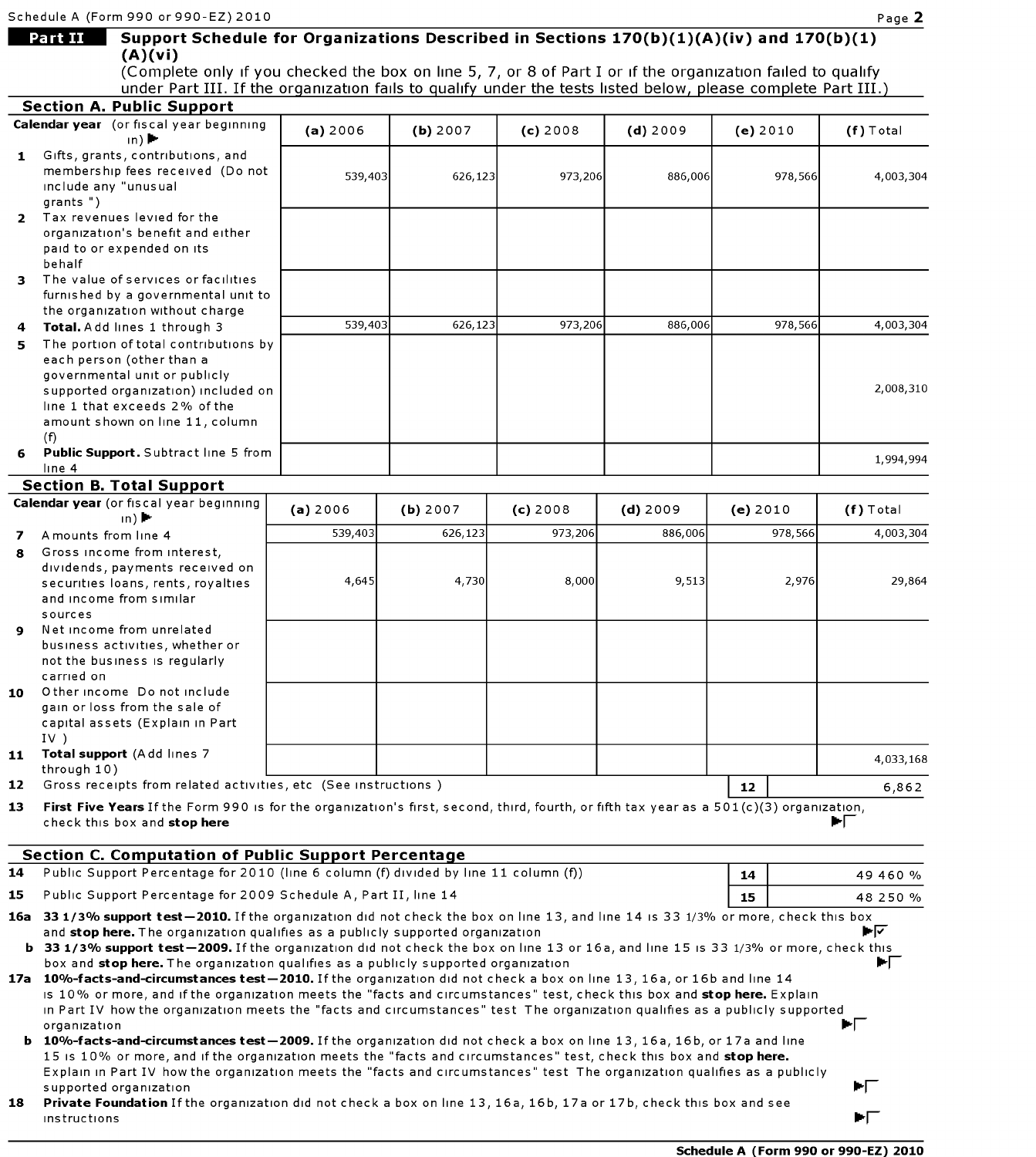## Part II Support Schedule for Organizations Described in Sections 170(b)(1)(A)(iv) and 170(b)(1)(A)(vi)

(Complete only if you checked the box on line 5, 7, or 8 of Part I or if the organization failed to qualify under Part III. If the organization fails to qualify under the tests listed below, please complete Part III.)

### Section A. Public Support

| Calendar year (or fiscal year beginning in) ▶ | (a) 2006 | (b) 2007 | (c) 2008 | (d) 2009 | (e) 2010 | (f) Total |
|---|---|---|---|---|---|---|
| 1 Gifts, grants, contributions, and membership fees received (Do not include any "unusual grants ") | 539,403 | 626,123 | 973,206 | 886,006 | 978,566 | 4,003,304 |
| 2 Tax revenues levied for the organization's benefit and either paid to or expended on its behalf | | | | | | |
| 3 The value of services or facilities furnished by a governmental unit to the organization without charge | | | | | | |
| 4 **Total.** Add lines 1 through 3 | 539,403 | 626,123 | 973,206 | 886,006 | 978,566 | 4,003,304 |
| 5 The portion of total contributions by each person (other than a governmental unit or publicly supported organization) included on line 1 that exceeds 2% of the amount shown on line 11, column (f) | | | | | | 2,008,310 |
| 6 **Public Support.** Subtract line 5 from line 4 | | | | | | 1,994,994 |

### Section B. Total Support

| Calendar year (or fiscal year beginning in) ▶ | (a) 2006 | (b) 2007 | (c) 2008 | (d) 2009 | (e) 2010 | (f) Total |
|---|---|---|---|---|---|---|
| 7 Amounts from line 4 | 539,403 | 626,123 | 973,206 | 886,006 | 978,566 | 4,003,304 |
| 8 Gross income from interest, dividends, payments received on securities loans, rents, royalties and income from similar sources | 4,645 | 4,730 | 8,000 | 9,513 | 2,976 | 29,864 |
| 9 Net income from unrelated business activities, whether or not the business is regularly carried on | | | | | | |
| 10 Other income Do not include gain or loss from the sale of capital assets (Explain in Part IV ) | | | | | | |
| 11 **Total support** (Add lines 7 through 10) | | | | | | 4,033,168 |

12 Gross receipts from related activities, etc (See instructions ) — **12** — 6,862

13 **First Five Years** If the Form 990 is for the organization's first, second, third, fourth, or fifth tax year as a 501(c)(3) organization, check this box and **stop here** ▶☐

### Section C. Computation of Public Support Percentage

14 Public Support Percentage for 2010 (line 6 column (f) divided by line 11 column (f)) — **14** — 49 460 %

15 Public Support Percentage for 2009 Schedule A, Part II, line 14 — **15** — 48 250 %

**16a 33 1/3% support test—2010.** If the organization did not check the box on line 13, and line 14 is 33 1/3% or more, check this box and **stop here.** The organization qualifies as a publicly supported organization ▶☑

**b 33 1/3% support test—2009.** If the organization did not check the box on line 13 or 16a, and line 15 is 33 1/3% or more, check this box and **stop here.** The organization qualifies as a publicly supported organization ▶☐

**17a 10%-facts-and-circumstances test—2010.** If the organization did not check a box on line 13, 16a, or 16b and line 14 is 10% or more, and if the organization meets the "facts and circumstances" test, check this box and **stop here.** Explain in Part IV how the organization meets the "facts and circumstances" test The organization qualifies as a publicly supported organization ▶☐

**b 10%-facts-and-circumstances test—2009.** If the organization did not check a box on line 13, 16a, 16b, or 17a and line 15 is 10% or more, and if the organization meets the "facts and circumstances" test, check this box and **stop here.** Explain in Part IV how the organization meets the "facts and circumstances" test The organization qualifies as a publicly supported organization ▶☐

**18 Private Foundation** If the organization did not check a box on line 13, 16a, 16b, 17a or 17b, check this box and see instructions ▶☐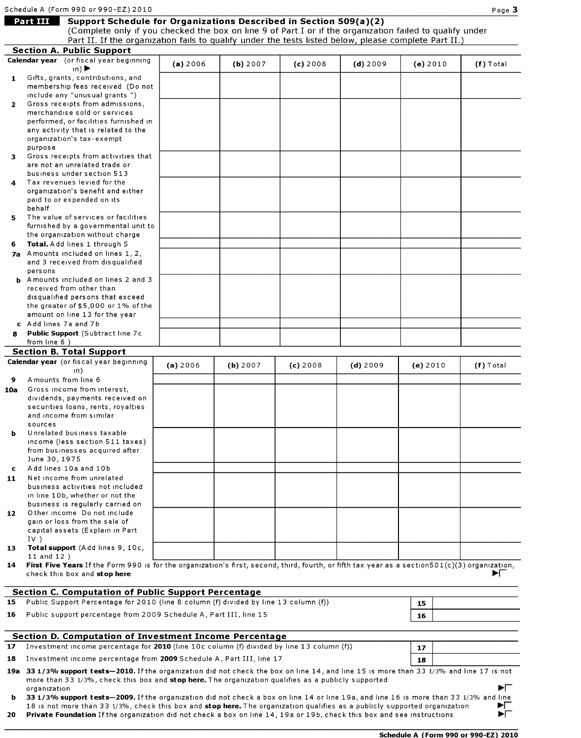Schedule A (Form 990 or 990-EZ) 2010

## Part III Support Schedule for Organizations Described in Section 509(a)(2)

(Complete only if you checked the box on line 9 of Part I or if the organization failed to qualify under Part II. If the organization fails to qualify under the tests listed below, please complete Part II.)

### Section A. Public Support

| Calendar year (or fiscal year beginning in) ▶ | (a) 2006 | (b) 2007 | (c) 2008 | (d) 2009 | (e) 2010 | (f) Total |
|---|---|---|---|---|---|---|
| **1** Gifts, grants, contributions, and membership fees received (Do not include any "unusual grants ") | | | | | | |
| **2** Gross receipts from admissions, merchandise sold or services performed, or facilities furnished in any activity that is related to the organization's tax-exempt purpose | | | | | | |
| **3** Gross receipts from activities that are not an unrelated trade or business under section 513 | | | | | | |
| **4** Tax revenues levied for the organization's benefit and either paid to or expended on its behalf | | | | | | |
| **5** The value of services or facilities furnished by a governmental unit to the organization without charge | | | | | | |
| **6** **Total.** Add lines 1 through 5 | | | | | | |
| **7a** Amounts included on lines 1, 2, and 3 received from disqualified persons | | | | | | |
| **b** Amounts included on lines 2 and 3 received from other than disqualified persons that exceed the greater of $5,000 or 1% of the amount on line 13 for the year | | | | | | |
| **c** Add lines 7a and 7b | | | | | | |
| **8** **Public Support** (Subtract line 7c from line 6 ) | | | | | | |

### Section B. Total Support

| Calendar year (or fiscal year beginning in) | (a) 2006 | (b) 2007 | (c) 2008 | (d) 2009 | (e) 2010 | (f) Total |
|---|---|---|---|---|---|---|
| **9** Amounts from line 6 | | | | | | |
| **10a** Gross income from interest, dividends, payments received on securities loans, rents, royalties and income from similar sources | | | | | | |
| **b** Unrelated business taxable income (less section 511 taxes) from businesses acquired after June 30, 1975 | | | | | | |
| **c** Add lines 10a and 10b | | | | | | |
| **11** Net income from unrelated business activities not included in line 10b, whether or not the business is regularly carried on | | | | | | |
| **12** Other income Do not include gain or loss from the sale of capital assets (Explain in Part IV ) | | | | | | |
| **13** **Total support** (Add lines 9, 10c, 11 and 12 ) | | | | | | |

**14** **First Five Years** If the Form 990 is for the organization's first, second, third, fourth, or fifth tax year as a section501(c)(3) organization, check this box and **stop here** ▶☐

### Section C. Computation of Public Support Percentage

| | | | |
|---|---|---|---|
| **15** | Public Support Percentage for 2010 (line 8 column (f) divided by line 13 column (f)) | **15** | |
| **16** | Public support percentage from 2009 Schedule A, Part III, line 15 | **16** | |

### Section D. Computation of Investment Income Percentage

| | | | |
|---|---|---|---|
| **17** | Investment income percentage for **2010** (line 10c column (f) divided by line 13 column (f)) | **17** | |
| **18** | Investment income percentage from **2009** Schedule A, Part III, line 17 | **18** | |

**19a** **33 1/3% support tests—2010.** If the organization did not check the box on line 14, and line 15 is more than 33 1/3% and line 17 is not more than 33 1/3%, check this box and **stop here.** The organization qualifies as a publicly supported organization ▶☐

**b** **33 1/3% support tests—2009.** If the organization did not check a box on line 14 or line 19a, and line 16 is more than 33 1/3% and line 18 is not more than 33 1/3%, check this box and **stop here.** The organization qualifies as a publicly supported organization ▶☐

**20** **Private Foundation** If the organization did not check a box on line 14, 19a or 19b, check this box and see instructions ▶☐

**Schedule A (Form 990 or 990-EZ) 2010**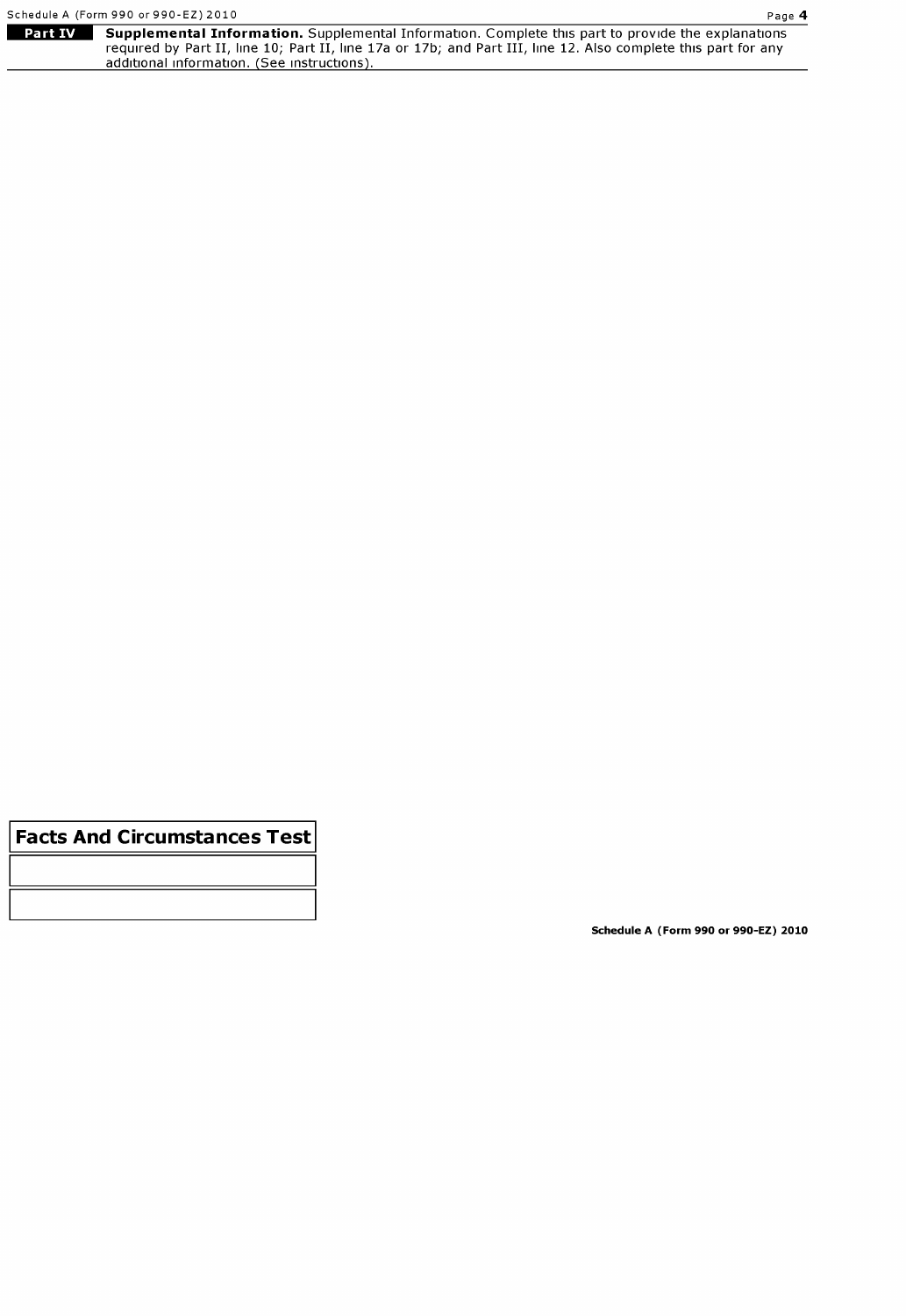**Part IV** **Supplemental Information.** Supplemental Information. Complete this part to provide the explanations required by Part II, line 10; Part II, line 17a or 17b; and Part III, line 12. Also complete this part for any additional information. (See instructions).

| Facts And Circumstances Test |
| --- |
| |
| |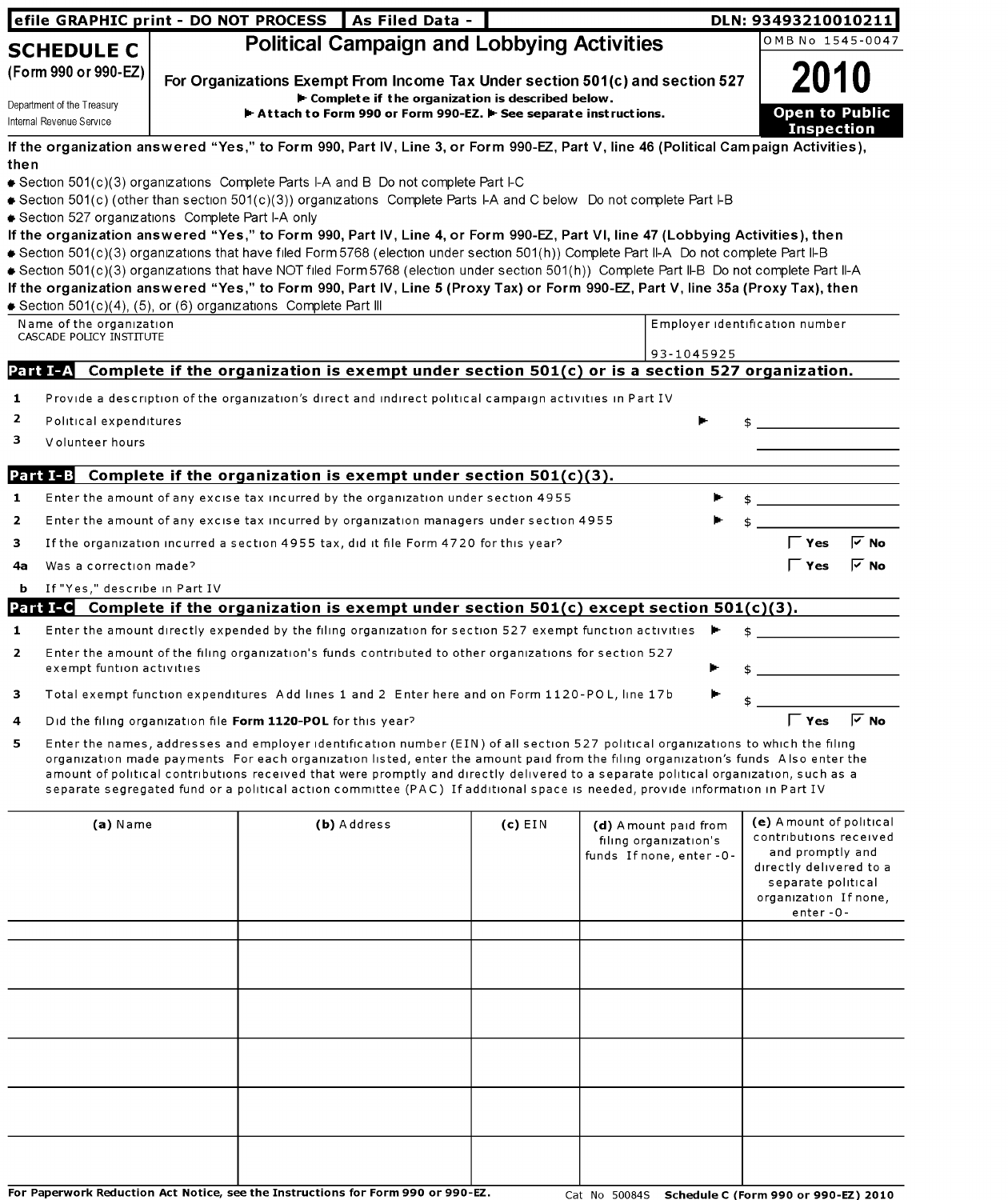efile GRAPHIC print - DO NOT PROCESS | As Filed Data - | DLN: 93493210010211

# SCHEDULE C (Form 990 or 990-EZ)

Department of the Treasury
Internal Revenue Service

## Political Campaign and Lobbying Activities

**For Organizations Exempt From Income Tax Under section 501(c) and section 527**

▶ Complete if the organization is described below.
▶ Attach to Form 990 or Form 990-EZ. ▶ See separate instructions.

OMB No 1545-0047

**2010**

**Open to Public Inspection**

**If the organization answered "Yes," to Form 990, Part IV, Line 3, or Form 990-EZ, Part V, line 46 (Political Campaign Activities), then**

- Section 501(c)(3) organizations Complete Parts I-A and B Do not complete Part I-C
- Section 501(c) (other than section 501(c)(3)) organizations Complete Parts I-A and C below Do not complete Part I-B
- Section 527 organizations Complete Part I-A only

**If the organization answered "Yes," to Form 990, Part IV, Line 4, or Form 990-EZ, Part VI, line 47 (Lobbying Activities), then**

- Section 501(c)(3) organizations that have filed Form 5768 (election under section 501(h)) Complete Part II-A Do not complete Part II-B
- Section 501(c)(3) organizations that have NOT filed Form 5768 (election under section 501(h)) Complete Part II-B Do not complete Part II-A

**If the organization answered "Yes," to Form 990, Part IV, Line 5 (Proxy Tax) or Form 990-EZ, Part V, line 35a (Proxy Tax), then**

- Section 501(c)(4), (5), or (6) organizations Complete Part III

| Name of the organization | Employer identification number |
|---|---|
| CASCADE POLICY INSTITUTE | 93-1045925 |

## Part I-A Complete if the organization is exempt under section 501(c) or is a section 527 organization.

1 Provide a description of the organization's direct and indirect political campaign activities in Part IV

2 Political expenditures ▶ $

3 Volunteer hours

## Part I-B Complete if the organization is exempt under section 501(c)(3).

1 Enter the amount of any excise tax incurred by the organization under section 4955 ▶ $

2 Enter the amount of any excise tax incurred by organization managers under section 4955 ▶ $

3 If the organization incurred a section 4955 tax, did it file Form 4720 for this year? ☐ Yes ☑ No

4a Was a correction made? ☐ Yes ☑ No

b If "Yes," describe in Part IV

## Part I-C Complete if the organization is exempt under section 501(c) except section 501(c)(3).

1 Enter the amount directly expended by the filing organization for section 527 exempt function activities ▶ $

2 Enter the amount of the filing organization's funds contributed to other organizations for section 527 exempt funtion activities ▶ $

3 Total exempt function expenditures Add lines 1 and 2 Enter here and on Form 1120-POL, line 17b ▶ $

4 Did the filing organization file **Form 1120-POL** for this year? ☐ Yes ☑ No

5 Enter the names, addresses and employer identification number (EIN) of all section 527 political organizations to which the filing organization made payments For each organization listed, enter the amount paid from the filing organization's funds Also enter the amount of political contributions received that were promptly and directly delivered to a separate political organization, such as a separate segregated fund or a political action committee (PAC) If additional space is needed, provide information in Part IV

| (a) Name | (b) Address | (c) EIN | (d) Amount paid from filing organization's funds If none, enter -0- | (e) Amount of political contributions received and promptly and directly delivered to a separate political organization If none, enter -0- |
|---|---|---|---|---|
| | | | | |
| | | | | |
| | | | | |
| | | | | |
| | | | | |
| | | | | |

**For Paperwork Reduction Act Notice, see the Instructions for Form 990 or 990-EZ.** Cat No 50084S **Schedule C (Form 990 or 990-EZ) 2010**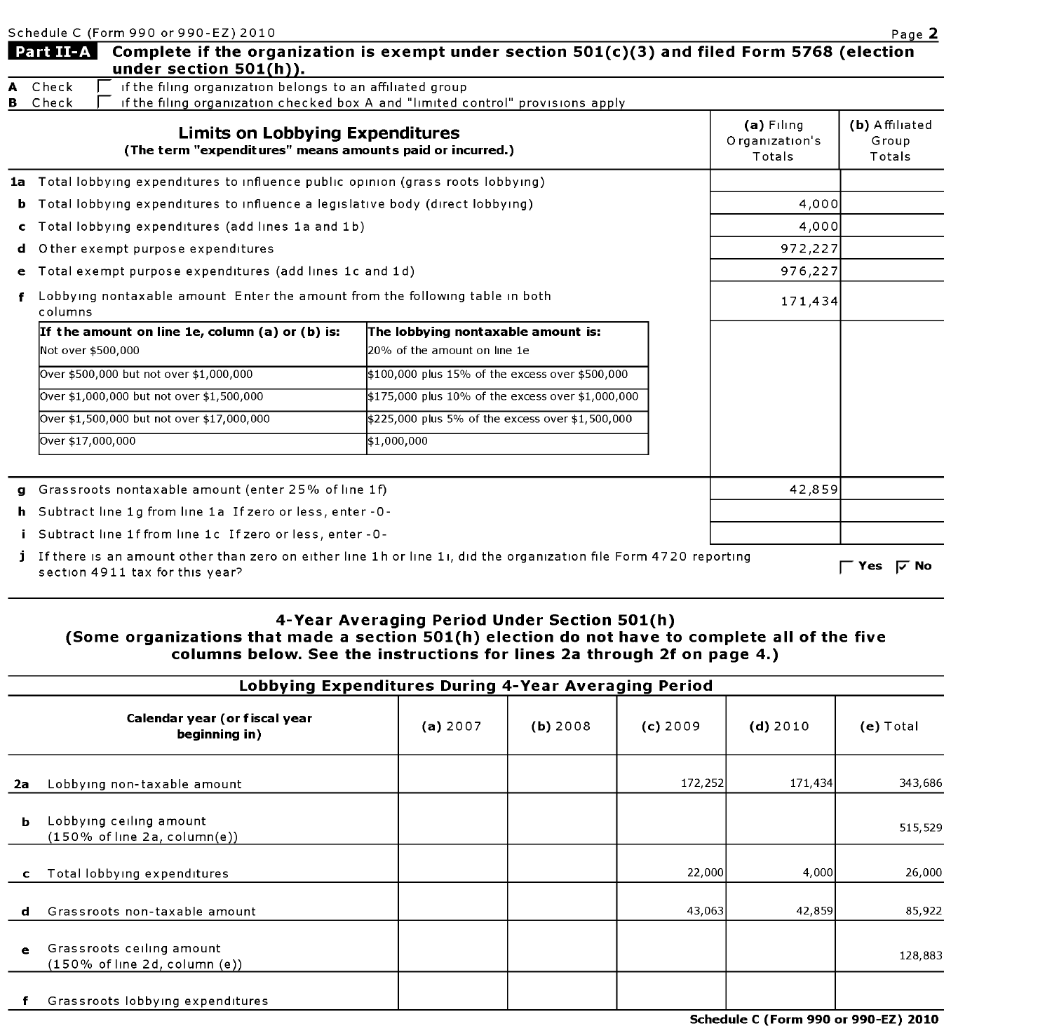Schedule C (Form 990 or 990-EZ) 2010

## Part II-A Complete if the organization is exempt under section 501(c)(3) and filed Form 5768 (election under section 501(h)).

**A** Check ☐ if the filing organization belongs to an affiliated group

**B** Check ☐ if the filing organization checked box A and "limited control" provisions apply

| Limits on Lobbying Expenditures (The term "expenditures" means amounts paid or incurred.) | (a) Filing Organization's Totals | (b) Affiliated Group Totals |
|---|---|---|
| **1a** Total lobbying expenditures to influence public opinion (grass roots lobbying) | | |
| **b** Total lobbying expenditures to influence a legislative body (direct lobbying) | 4,000 | |
| **c** Total lobbying expenditures (add lines 1a and 1b) | 4,000 | |
| **d** Other exempt purpose expenditures | 972,227 | |
| **e** Total exempt purpose expenditures (add lines 1c and 1d) | 976,227 | |
| **f** Lobbying nontaxable amount Enter the amount from the following table in both columns | 171,434 | |

| If the amount on line 1e, column (a) or (b) is: | The lobbying nontaxable amount is: |
|---|---|
| Not over $500,000 | 20% of the amount on line 1e |
| Over $500,000 but not over $1,000,000 | $100,000 plus 15% of the excess over $500,000 |
| Over $1,000,000 but not over $1,500,000 | $175,000 plus 10% of the excess over $1,000,000 |
| Over $1,500,000 but not over $17,000,000 | $225,000 plus 5% of the excess over $1,500,000 |
| Over $17,000,000 | $1,000,000 |

| | (a) Filing Organization's Totals | (b) Affiliated Group Totals |
|---|---|---|
| **g** Grassroots nontaxable amount (enter 25% of line 1f) | 42,859 | |
| **h** Subtract line 1g from line 1a If zero or less, enter -0- | | |
| **i** Subtract line 1f from line 1c If zero or less, enter -0- | | |

**j** If there is an amount other than zero on either line 1h or line 1i, did the organization file Form 4720 reporting section 4911 tax for this year? ☐ Yes ☑ No

### 4-Year Averaging Period Under Section 501(h)
**(Some organizations that made a section 501(h) election do not have to complete all of the five columns below. See the instructions for lines 2a through 2f on page 4.)**

**Lobbying Expenditures During 4-Year Averaging Period**

| Calendar year (or fiscal year beginning in) | (a) 2007 | (b) 2008 | (c) 2009 | (d) 2010 | (e) Total |
|---|---|---|---|---|---|
| **2a** Lobbying non-taxable amount | | | 172,252 | 171,434 | 343,686 |
| **b** Lobbying ceiling amount (150% of line 2a, column(e)) | | | | | 515,529 |
| **c** Total lobbying expenditures | | | 22,000 | 4,000 | 26,000 |
| **d** Grassroots non-taxable amount | | | 43,063 | 42,859 | 85,922 |
| **e** Grassroots ceiling amount (150% of line 2d, column (e)) | | | | | 128,883 |
| **f** Grassroots lobbying expenditures | | | | | |

**Schedule C (Form 990 or 990-EZ) 2010**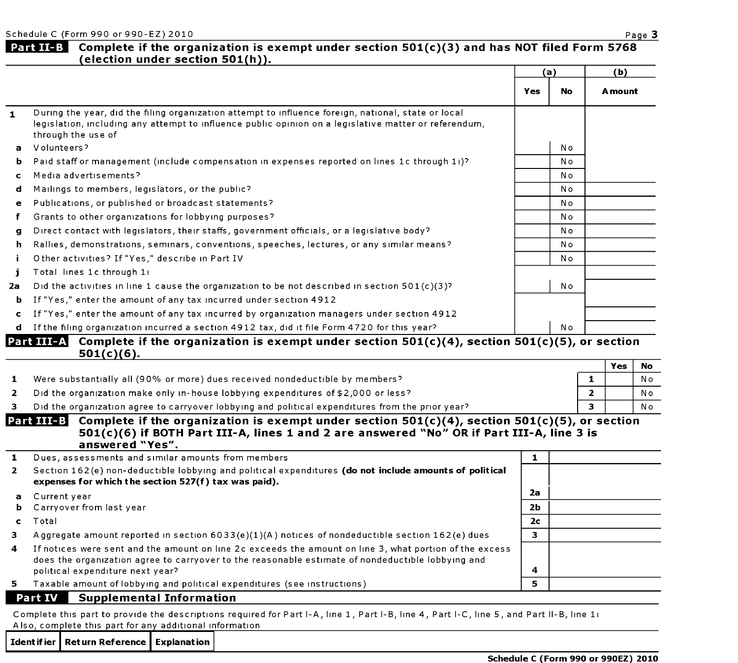Schedule C (Form 990 or 990-EZ) 2010

## Part II-B Complete if the organization is exempt under section 501(c)(3) and has NOT filed Form 5768 (election under section 501(h)).

| | | (a) | | (b) |
|---|---|---|---|---|
| | | Yes | No | Amount |
| 1 | During the year, did the filing organization attempt to influence foreign, national, state or local legislation, including any attempt to influence public opinion on a legislative matter or referendum, through the use of | | | |
| a | Volunteers? | | No | |
| b | Paid staff or management (include compensation in expenses reported on lines 1c through 1i)? | | No | |
| c | Media advertisements? | | No | |
| d | Mailings to members, legislators, or the public? | | No | |
| e | Publications, or published or broadcast statements? | | No | |
| f | Grants to other organizations for lobbying purposes? | | No | |
| g | Direct contact with legislators, their staffs, government officials, or a legislative body? | | No | |
| h | Rallies, demonstrations, seminars, conventions, speeches, lectures, or any similar means? | | No | |
| i | Other activities? If "Yes," describe in Part IV | | No | |
| j | Total lines 1c through 1i | | | |
| 2a | Did the activities in line 1 cause the organization to be not described in section 501(c)(3)? | | No | |
| b | If "Yes," enter the amount of any tax incurred under section 4912 | | | |
| c | If "Yes," enter the amount of any tax incurred by organization managers under section 4912 | | | |
| d | If the filing organization incurred a section 4912 tax, did it file Form 4720 for this year? | | No | |

## Part III-A Complete if the organization is exempt under section 501(c)(4), section 501(c)(5), or section 501(c)(6).

| | | | Yes | No |
|---|---|---|---|---|
| 1 | Were substantially all (90% or more) dues received nondeductible by members? | 1 | | No |
| 2 | Did the organization make only in-house lobbying expenditures of $2,000 or less? | 2 | | No |
| 3 | Did the organization agree to carryover lobbying and political expenditures from the prior year? | 3 | | No |

## Part III-B Complete if the organization is exempt under section 501(c)(4), section 501(c)(5), or section 501(c)(6) if BOTH Part III-A, lines 1 and 2 are answered "No" OR if Part III-A, line 3 is answered "Yes".

| | | | |
|---|---|---|---|
| 1 | Dues, assessments and similar amounts from members | 1 | |
| 2 | Section 162(e) non-deductible lobbying and political expenditures **(do not include amounts of political expenses for which the section 527(f) tax was paid).** | | |
| a | Current year | 2a | |
| b | Carryover from last year | 2b | |
| c | Total | 2c | |
| 3 | Aggregate amount reported in section 6033(e)(1)(A) notices of nondeductible section 162(e) dues | 3 | |
| 4 | If notices were sent and the amount on line 2c exceeds the amount on line 3, what portion of the excess does the organization agree to carryover to the reasonable estimate of nondeductible lobbying and political expenditure next year? | 4 | |
| 5 | Taxable amount of lobbying and political expenditures (see instructions) | 5 | |

## Part IV Supplemental Information

Complete this part to provide the descriptions required for Part I-A, line 1, Part I-B, line 4, Part I-C, line 5, and Part II-B, line 1i
Also, complete this part for any additional information

| Identifier | Return Reference | Explanation |
|---|---|---|

Schedule C (Form 990 or 990EZ) 2010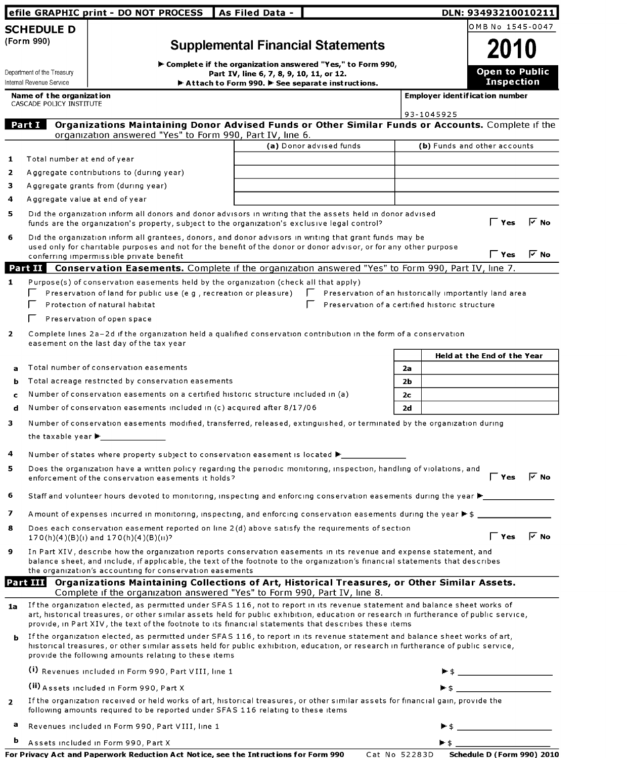efile GRAPHIC print - DO NOT PROCESS | As Filed Data - | DLN: 93493210010211

# SCHEDULE D (Form 990)

Department of the Treasury
Internal Revenue Service

## Supplemental Financial Statements

▶ Complete if the organization answered "Yes," to Form 990, Part IV, line 6, 7, 8, 9, 10, 11, or 12.
▶ Attach to Form 990. ▶ See separate instructions.

OMB No 1545-0047

**2010**

**Open to Public Inspection**

**Name of the organization**
CASCADE POLICY INSTITUTE

**Employer identification number**
93-1045925

**Part I Organizations Maintaining Donor Advised Funds or Other Similar Funds or Accounts.** Complete if the organization answered "Yes" to Form 990, Part IV, line 6.

| | | (a) Donor advised funds | (b) Funds and other accounts |
|---|---|---|---|
| 1 | Total number at end of year | | |
| 2 | Aggregate contributions to (during year) | | |
| 3 | Aggregate grants from (during year) | | |
| 4 | Aggregate value at end of year | | |

5 Did the organization inform all donors and donor advisors in writing that the assets held in donor advised funds are the organization's property, subject to the organization's exclusive legal control? ☐ Yes ☑ No

6 Did the organization inform all grantees, donors, and donor advisors in writing that grant funds may be used only for charitable purposes and not for the benefit of the donor or donor advisor, or for any other purpose conferring impermissible private benefit ☐ Yes ☑ No

**Part II Conservation Easements.** Complete if the organization answered "Yes" to Form 990, Part IV, line 7.

1 Purpose(s) of conservation easements held by the organization (check all that apply)
- ☐ Preservation of land for public use (e g , recreation or pleasure)
- ☐ Preservation of an historically importantly land area
- ☐ Protection of natural habitat
- ☐ Preservation of a certified historic structure
- ☐ Preservation of open space

2 Complete lines 2a–2d if the organization held a qualified conservation contribution in the form of a conservation easement on the last day of the tax year

| | | | Held at the End of the Year |
|---|---|---|---|
| a | Total number of conservation easements | 2a | |
| b | Total acreage restricted by conservation easements | 2b | |
| c | Number of conservation easements on a certified historic structure included in (a) | 2c | |
| d | Number of conservation easements included in (c) acquired after 8/17/06 | 2d | |

3 Number of conservation easements modified, transferred, released, extinguished, or terminated by the organization during the taxable year ▶ \_\_\_\_\_\_\_\_\_\_

4 Number of states where property subject to conservation easement is located ▶ \_\_\_\_\_\_\_\_\_\_

5 Does the organization have a written policy regarding the periodic monitoring, inspection, handling of violations, and enforcement of the conservation easements it holds? ☐ Yes ☑ No

6 Staff and volunteer hours devoted to monitoring, inspecting and enforcing conservation easements during the year ▶ \_\_\_\_\_\_\_\_\_\_

7 Amount of expenses incurred in monitoring, inspecting, and enforcing conservation easements during the year ▶ $ \_\_\_\_\_\_\_\_\_\_

8 Does each conservation easement reported on line 2(d) above satisfy the requirements of section 170(h)(4)(B)(i) and 170(h)(4)(B)(ii)? ☐ Yes ☑ No

9 In Part XIV, describe how the organization reports conservation easements in its revenue and expense statement, and balance sheet, and include, if applicable, the text of the footnote to the organization's financial statements that describes the organization's accounting for conservation easements

**Part III Organizations Maintaining Collections of Art, Historical Treasures, or Other Similar Assets.** Complete if the organization answered "Yes" to Form 990, Part IV, line 8.

1a If the organization elected, as permitted under SFAS 116, not to report in its revenue statement and balance sheet works of art, historical treasures, or other similar assets held for public exhibition, education or research in furtherance of public service, provide, in Part XIV, the text of the footnote to its financial statements that describes these items

b If the organization elected, as permitted under SFAS 116, to report in its revenue statement and balance sheet works of art, historical treasures, or other similar assets held for public exhibition, education, or research in furtherance of public service, provide the following amounts relating to these items

(i) Revenues included in Form 990, Part VIII, line 1 ▶ $ \_\_\_\_\_\_\_\_\_\_

(ii) Assets included in Form 990, Part X ▶ $ \_\_\_\_\_\_\_\_\_\_

2 If the organization received or held works of art, historical treasures, or other similar assets for financial gain, provide the following amounts required to be reported under SFAS 116 relating to these items

a Revenues included in Form 990, Part VIII, line 1 ▶ $ \_\_\_\_\_\_\_\_\_\_

b Assets included in Form 990, Part X ▶ $ \_\_\_\_\_\_\_\_\_\_

For Privacy Act and Paperwork Reduction Act Notice, see the Instructions for Form 990 Cat No 52283D Schedule D (Form 990) 2010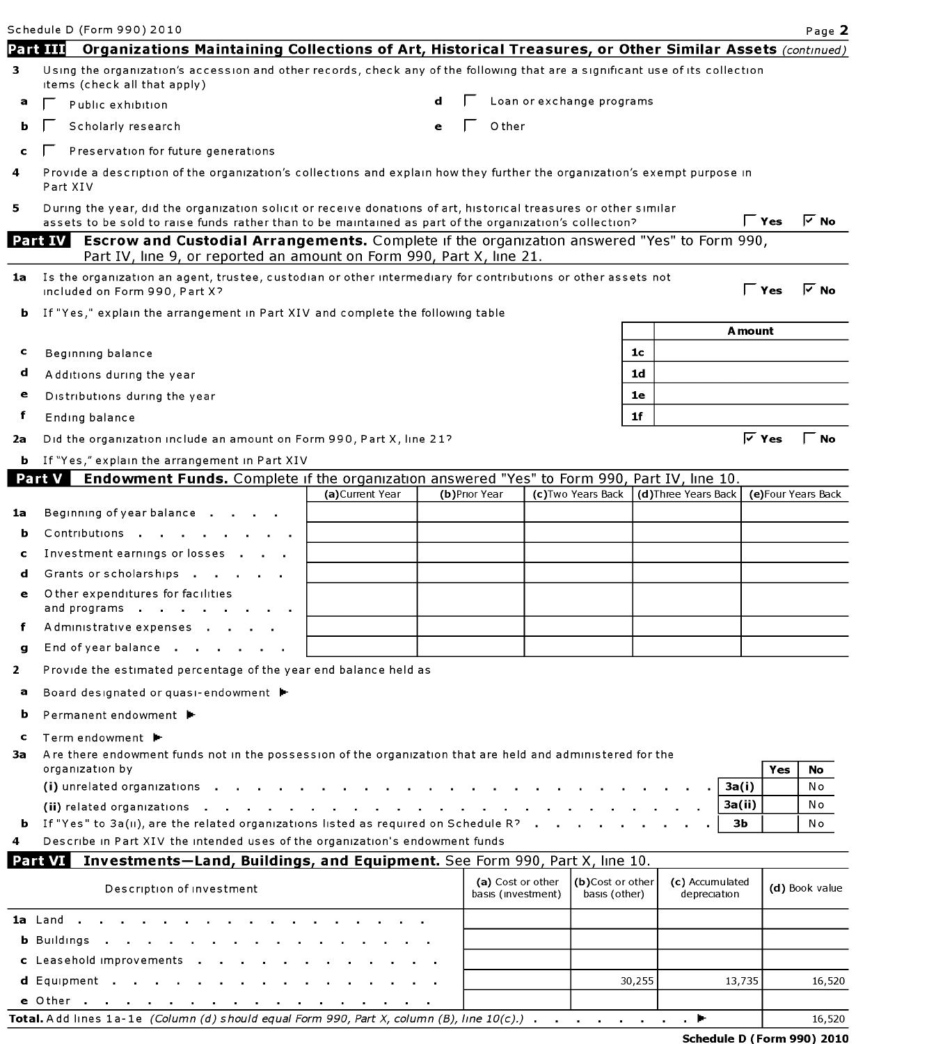Schedule D (Form 990) 2010 Page **2**

## Part III Organizations Maintaining Collections of Art, Historical Treasures, or Other Similar Assets *(continued)*

**3** Using the organization's accession and other records, check any of the following that are a significant use of its collection items (check all that apply)

- **a** ☐ Public exhibition
- **b** ☐ Scholarly research
- **c** ☐ Preservation for future generations
- **d** ☐ Loan or exchange programs
- **e** ☐ Other

**4** Provide a description of the organization's collections and explain how they further the organization's exempt purpose in Part XIV

**5** During the year, did the organization solicit or receive donations of art, historical treasures or other similar assets to be sold to raise funds rather than to be maintained as part of the organization's collection? ☐ Yes ☑ No

## Part IV Escrow and Custodial Arrangements. Complete if the organization answered "Yes" to Form 990, Part IV, line 9, or reported an amount on Form 990, Part X, line 21.

**1a** Is the organization an agent, trustee, custodian or other intermediary for contributions or other assets not included on Form 990, Part X? ☐ Yes ☑ No

**b** If "Yes," explain the arrangement in Part XIV and complete the following table

| | | | Amount |
|---|---|---|---|
| **c** | Beginning balance | 1c | |
| **d** | Additions during the year | 1d | |
| **e** | Distributions during the year | 1e | |
| **f** | Ending balance | 1f | |

**2a** Did the organization include an amount on Form 990, Part X, line 21? ☑ Yes ☐ No

**b** If "Yes," explain the arrangement in Part XIV

## Part V Endowment Funds. Complete if the organization answered "Yes" to Form 990, Part IV, line 10.

| | | (a) Current Year | (b) Prior Year | (c) Two Years Back | (d) Three Years Back | (e) Four Years Back |
|---|---|---|---|---|---|---|
| **1a** | Beginning of year balance | | | | | |
| **b** | Contributions | | | | | |
| **c** | Investment earnings or losses | | | | | |
| **d** | Grants or scholarships | | | | | |
| **e** | Other expenditures for facilities and programs | | | | | |
| **f** | Administrative expenses | | | | | |
| **g** | End of year balance | | | | | |

**2** Provide the estimated percentage of the year end balance held as

- **a** Board designated or quasi-endowment ▶
- **b** Permanent endowment ▶
- **c** Term endowment ▶

**3a** Are there endowment funds not in the possession of the organization that are held and administered for the organization by

| | | | Yes | No |
|---|---|---|---|---|
| | (i) unrelated organizations | 3a(i) | | No |
| | (ii) related organizations | 3a(ii) | | No |
| **b** | If "Yes" to 3a(ii), are the related organizations listed as required on Schedule R? | 3b | | No |

**4** Describe in Part XIV the intended uses of the organization's endowment funds

## Part VI Investments—Land, Buildings, and Equipment. See Form 990, Part X, line 10.

| Description of investment | (a) Cost or other basis (investment) | (b) Cost or other basis (other) | (c) Accumulated depreciation | (d) Book value |
|---|---|---|---|---|
| **1a** Land | | | | |
| **b** Buildings | | | | |
| **c** Leasehold improvements | | | | |
| **d** Equipment | | 30,255 | 13,735 | 16,520 |
| **e** Other | | | | |
| **Total.** Add lines 1a-1e *(Column (d) should equal Form 990, Part X, column (B), line 10(c).)* ▶ | | | | 16,520 |

**Schedule D (Form 990) 2010**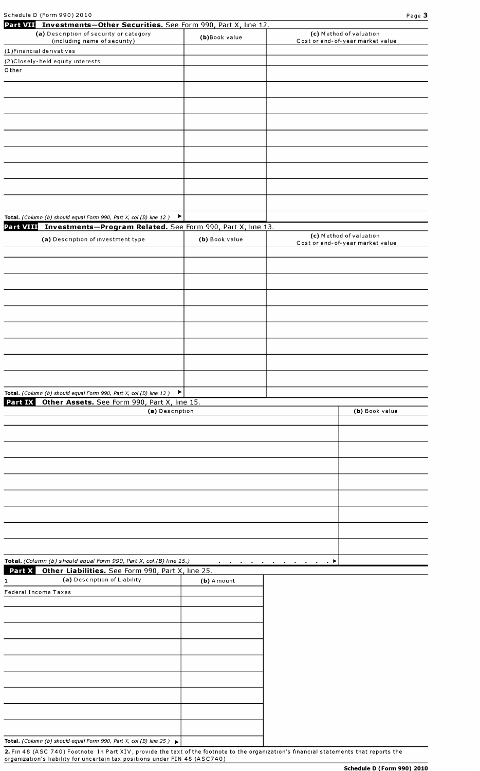## Part VII Investments—Other Securities. See Form 990, Part X, line 12.

| (a) Description of security or category (including name of security) | (b) Book value | (c) Method of valuation Cost or end-of-year market value |
|---|---|---|
| (1) Financial derivatives | | |
| (2) Closely-held equity interests | | |
| Other | | |
| | | |
| | | |
| | | |
| | | |
| | | |
| | | |
| | | |
| | | |
| **Total.** *(Column (b) should equal Form 990, Part X, col (B) line 12.)* ▶ | | |

## Part VIII Investments—Program Related. See Form 990, Part X, line 13.

| (a) Description of investment type | (b) Book value | (c) Method of valuation Cost or end-of-year market value |
|---|---|---|
| | | |
| | | |
| | | |
| | | |
| | | |
| | | |
| | | |
| | | |
| | | |
| **Total.** *(Column (b) should equal Form 990, Part X, col (B) line 13.)* ▶ | | |

## Part IX Other Assets. See Form 990, Part X, line 15.

| (a) Description | (b) Book value |
|---|---|
| | |
| | |
| | |
| | |
| | |
| | |
| | |
| | |
| | |
| **Total.** *(Column (b) should equal Form 990, Part X, col.(B) line 15.)* . . . . . . . . . . . . ▶ | |

## Part X Other Liabilities. See Form 990, Part X, line 25.

| 1 (a) Description of Liability | (b) Amount |
|---|---|
| Federal Income Taxes | |
| | |
| | |
| | |
| | |
| | |
| | |
| | |
| | |
| | |
| **Total.** *(Column (b) should equal Form 990, Part X, col (B) line 25.)* ▶ | |

**2.** Fin 48 (ASC 740) Footnote In Part XIV, provide the text of the footnote to the organization's financial statements that reports the organization's liability for uncertain tax positions under FIN 48 (ASC740)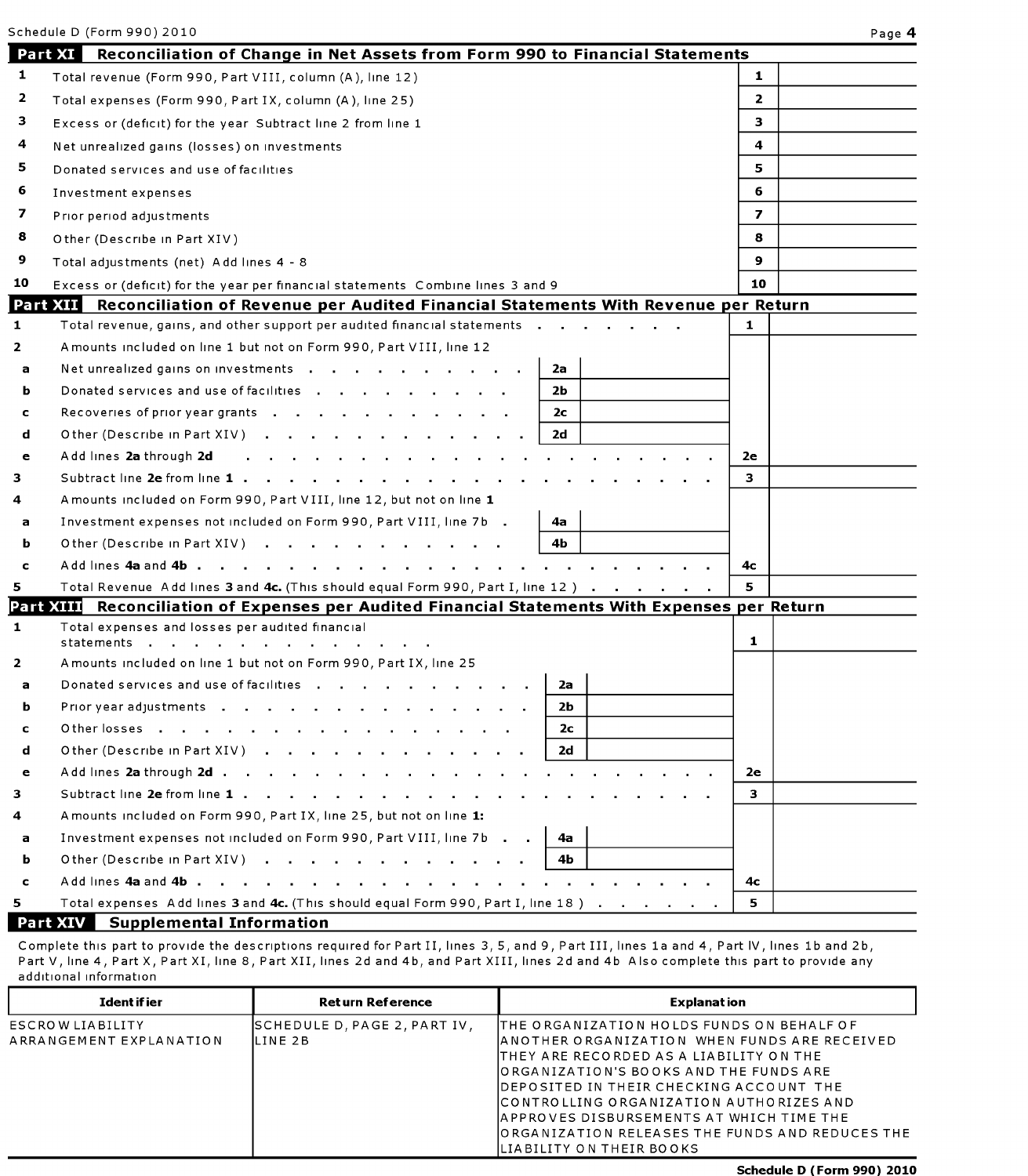Schedule D (Form 990) 2010 Page **4**

## Part XI Reconciliation of Change in Net Assets from Form 990 to Financial Statements

| | | | |
|---|---|---|---|
| 1 | Total revenue (Form 990, Part VIII, column (A), line 12) | 1 | |
| 2 | Total expenses (Form 990, Part IX, column (A), line 25) | 2 | |
| 3 | Excess or (deficit) for the year Subtract line 2 from line 1 | 3 | |
| 4 | Net unrealized gains (losses) on investments | 4 | |
| 5 | Donated services and use of facilities | 5 | |
| 6 | Investment expenses | 6 | |
| 7 | Prior period adjustments | 7 | |
| 8 | Other (Describe in Part XIV) | 8 | |
| 9 | Total adjustments (net) Add lines 4 - 8 | 9 | |
| 10 | Excess or (deficit) for the year per financial statements Combine lines 3 and 9 | 10 | |

## Part XII Reconciliation of Revenue per Audited Financial Statements With Revenue per Return

| | | | | | |
|---|---|---|---|---|---|
| 1 | Total revenue, gains, and other support per audited financial statements | | | 1 | |
| 2 | Amounts included on line 1 but not on Form 990, Part VIII, line 12 | | | | |
| a | Net unrealized gains on investments | 2a | | | |
| b | Donated services and use of facilities | 2b | | | |
| c | Recoveries of prior year grants | 2c | | | |
| d | Other (Describe in Part XIV) | 2d | | | |
| e | Add lines **2a** through **2d** | | | 2e | |
| 3 | Subtract line **2e** from line **1** | | | 3 | |
| 4 | Amounts included on Form 990, Part VIII, line 12, but not on line **1** | | | | |
| a | Investment expenses not included on Form 990, Part VIII, line 7b | 4a | | | |
| b | Other (Describe in Part XIV) | 4b | | | |
| c | Add lines **4a** and **4b** | | | 4c | |
| 5 | Total Revenue Add lines **3** and **4c.** (This should equal Form 990, Part I, line 12 ) | | | 5 | |

## Part XIII Reconciliation of Expenses per Audited Financial Statements With Expenses per Return

| | | | | | |
|---|---|---|---|---|---|
| 1 | Total expenses and losses per audited financial statements | | | 1 | |
| 2 | Amounts included on line 1 but not on Form 990, Part IX, line 25 | | | | |
| a | Donated services and use of facilities | 2a | | | |
| b | Prior year adjustments | 2b | | | |
| c | Other losses | 2c | | | |
| d | Other (Describe in Part XIV) | 2d | | | |
| e | Add lines **2a** through **2d** | | | 2e | |
| 3 | Subtract line **2e** from line **1** | | | 3 | |
| 4 | Amounts included on Form 990, Part IX, line 25, but not on line **1:** | | | | |
| a | Investment expenses not included on Form 990, Part VIII, line 7b | 4a | | | |
| b | Other (Describe in Part XIV) | 4b | | | |
| c | Add lines **4a** and **4b** | | | 4c | |
| 5 | Total expenses Add lines **3** and **4c.** (This should equal Form 990, Part I, line 18 ) | | | 5 | |

## Part XIV Supplemental Information

Complete this part to provide the descriptions required for Part II, lines 3, 5, and 9, Part III, lines 1a and 4, Part IV, lines 1b and 2b, Part V, line 4, Part X, Part XI, line 8, Part XII, lines 2d and 4b, and Part XIII, lines 2d and 4b Also complete this part to provide any additional information

| Identifier | Return Reference | Explanation |
|---|---|---|
| ESCROW LIABILITY ARRANGEMENT EXPLANATION | SCHEDULE D, PAGE 2, PART IV, LINE 2B | THE ORGANIZATION HOLDS FUNDS ON BEHALF OF ANOTHER ORGANIZATION WHEN FUNDS ARE RECEIVED THEY ARE RECORDED AS A LIABILITY ON THE ORGANIZATION'S BOOKS AND THE FUNDS ARE DEPOSITED IN THEIR CHECKING ACCOUNT THE CONTROLLING ORGANIZATION AUTHORIZES AND APPROVES DISBURSEMENTS AT WHICH TIME THE ORGANIZATION RELEASES THE FUNDS AND REDUCES THE LIABILITY ON THEIR BOOKS |

**Schedule D (Form 990) 2010**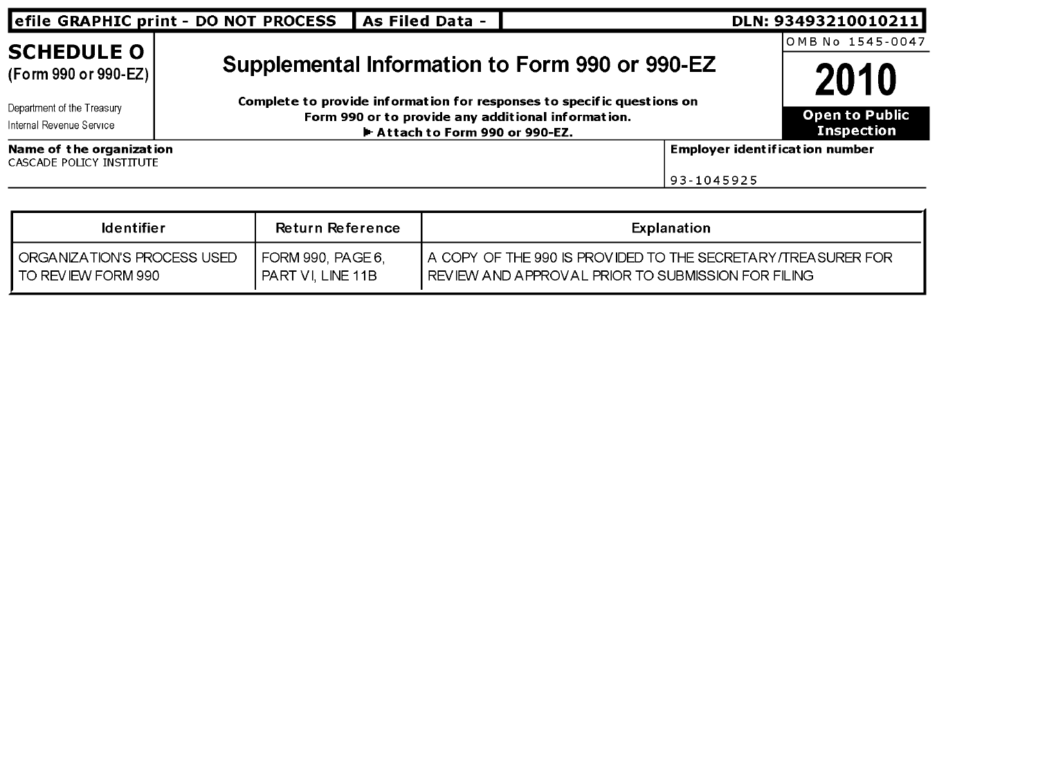efile GRAPHIC print - DO NOT PROCESS | As Filed Data - | DLN: 93493210010211

# SCHEDULE O
(Form 990 or 990-EZ)

Department of the Treasury
Internal Revenue Service

## Supplemental Information to Form 990 or 990-EZ

**Complete to provide information for responses to specific questions on Form 990 or to provide any additional information.**
**► Attach to Form 990 or 990-EZ.**

OMB No 1545-0047

**2010**

**Open to Public Inspection**

**Name of the organization**
CASCADE POLICY INSTITUTE

**Employer identification number**
93-1045925

| Identifier | Return Reference | Explanation |
|---|---|---|
| ORGANIZATION'S PROCESS USED TO REVIEW FORM 990 | FORM 990, PAGE 6, PART VI, LINE 11B | A COPY OF THE 990 IS PROVIDED TO THE SECRETARY/TREASURER FOR REVIEW AND APPROVAL PRIOR TO SUBMISSION FOR FILING |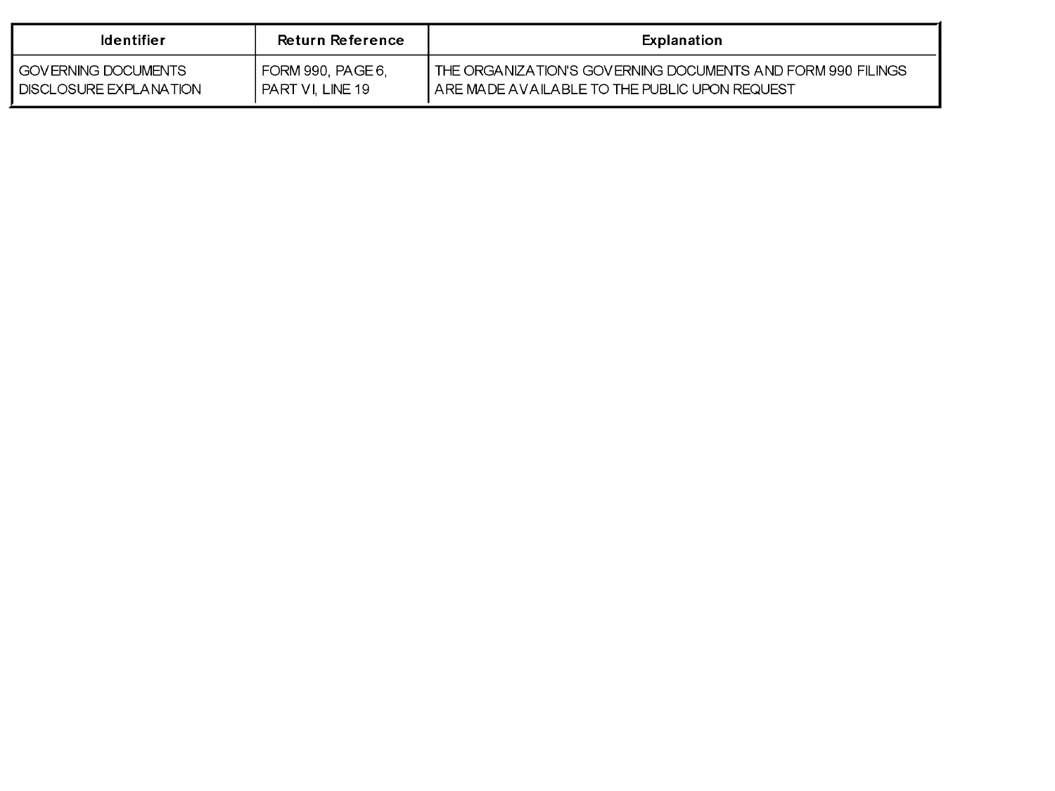| Identifier | Return Reference | Explanation |
| --- | --- | --- |
| GOVERNING DOCUMENTS DISCLOSURE EXPLANATION | FORM 990, PAGE 6, PART VI, LINE 19 | THE ORGANIZATION'S GOVERNING DOCUMENTS AND FORM 990 FILINGS ARE MADE AVAILABLE TO THE PUBLIC UPON REQUEST |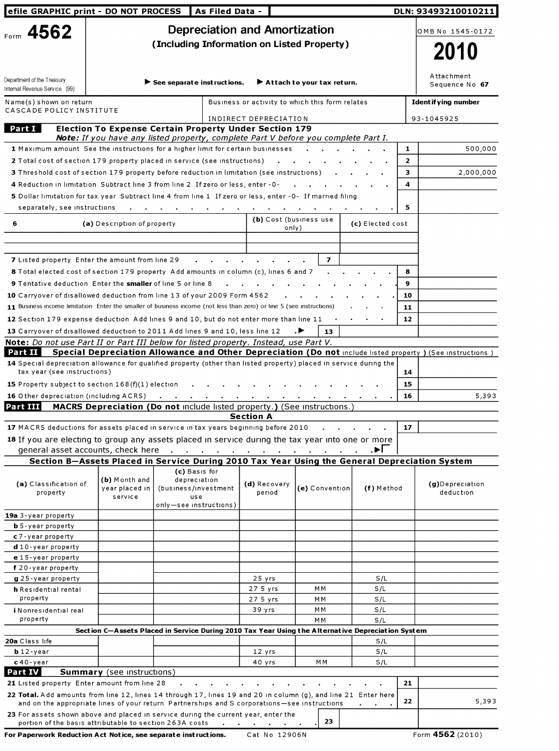efile GRAPHIC print - DO NOT PROCESS | As Filed Data - | DLN: 93493210010211

# Form 4562

## Depreciation and Amortization
### (Including Information on Listed Property)

OMB No 1545-0172

**2010**

Attachment Sequence No **67**

Department of the Treasury
Internal Revenue Service (99)

▶ See separate instructions. ▶ Attach to your tax return.

| Name(s) shown on return | Business or activity to which this form relates | Identifying number |
|---|---|---|
| CASCADE POLICY INSTITUTE | INDIRECT DEPRECIATION | 93-1045925 |

## Part I Election To Expense Certain Property Under Section 179

***Note:** If you have any listed property, complete Part V before you complete Part I.*

| Line | Description | No. | Amount |
|---|---|---|---|
| 1 | Maximum amount See the instructions for a higher limit for certain businesses | 1 | 500,000 |
| 2 | Total cost of section 179 property placed in service (see instructions) | 2 | |
| 3 | Threshold cost of section 179 property before reduction in limitation (see instructions) | 3 | 2,000,000 |
| 4 | Reduction in limitation Subtract line 3 from line 2 If zero or less, enter -0- | 4 | |
| 5 | Dollar limitation for tax year Subtract line 4 from line 1 If zero or less, enter -0- If married filing separately, see instructions | 5 | |

| 6 | (a) Description of property | (b) Cost (business use only) | (c) Elected cost |
|---|---|---|---|
| | | | |
| | | | |

| Line | Description | No. | Amount |
|---|---|---|---|
| 7 | Listed property Enter the amount from line 29 | 7 | |
| 8 | Total elected cost of section 179 property Add amounts in column (c), lines 6 and 7 | 8 | |
| 9 | Tentative deduction Enter the **smaller** of line 5 or line 8 | 9 | |
| 10 | Carryover of disallowed deduction from line 13 of your 2009 Form 4562 | 10 | |
| 11 | Business income limitation Enter the smaller of business income (not less than zero) or line 5 (see instructions) | 11 | |
| 12 | Section 179 expense deduction Add lines 9 and 10, but do not enter more than line 11 | 12 | |
| 13 | Carryover of disallowed deduction to 2011 Add lines 9 and 10, less line 12 ▶ | 13 | |

***Note:** Do not use Part II or Part III below for listed property. Instead, use Part V.*

## Part II Special Depreciation Allowance and Other Depreciation (Do not include listed property) (See instructions)

| Line | Description | No. | Amount |
|---|---|---|---|
| 14 | Special depreciation allowance for qualified property (other than listed property) placed in service during the tax year (see instructions) | 14 | |
| 15 | Property subject to section 168(f)(1) election | 15 | |
| 16 | Other depreciation (including ACRS) | 16 | 5,393 |

## Part III MACRS Depreciation (Do not include listed property.) (See instructions.)

### Section A

| Line | Description | No. | Amount |
|---|---|---|---|
| 17 | MACRS deductions for assets placed in service in tax years beginning before 2010 | 17 | |
| 18 | If you are electing to group any assets placed in service during the tax year into one or more general asset accounts, check here ▶☐ | | |

### Section B—Assets Placed in Service During 2010 Tax Year Using the General Depreciation System

| (a) Classification of property | (b) Month and year placed in service | (c) Basis for depreciation (business/investment use only—see instructions) | (d) Recovery period | (e) Convention | (f) Method | (g) Depreciation deduction |
|---|---|---|---|---|---|---|
| 19a 3-year property | | | | | | |
| b 5-year property | | | | | | |
| c 7-year property | | | | | | |
| d 10-year property | | | | | | |
| e 15-year property | | | | | | |
| f 20-year property | | | | | | |
| g 25-year property | | | 25 yrs | | S/L | |
| h Residential rental property | | | 27 5 yrs | MM | S/L | |
| | | | 27 5 yrs | MM | S/L | |
| i Nonresidential real property | | | 39 yrs | MM | S/L | |
| | | | | MM | S/L | |

### Section C—Assets Placed in Service During 2010 Tax Year Using the Alternative Depreciation System

| (a) Classification of property | (b) Month and year placed in service | (c) Basis for depreciation | (d) Recovery period | (e) Convention | (f) Method | (g) Depreciation deduction |
|---|---|---|---|---|---|---|
| 20a Class life | | | | | S/L | |
| b 12-year | | | 12 yrs | | S/L | |
| c 40-year | | | 40 yrs | MM | S/L | |

## Part IV Summary (see instructions)

| Line | Description | No. | Amount |
|---|---|---|---|
| 21 | Listed property Enter amount from line 28 | 21 | |
| 22 | **Total.** Add amounts from line 12, lines 14 through 17, lines 19 and 20 in column (g), and line 21 Enter here and on the appropriate lines of your return Partnerships and S corporations—see instructions | 22 | 5,393 |
| 23 | For assets shown above and placed in service during the current year, enter the portion of the basis attributable to section 263A costs | 23 | |

**For Paperwork Reduction Act Notice, see separate instructions.** Cat No 12906N Form **4562** (2010)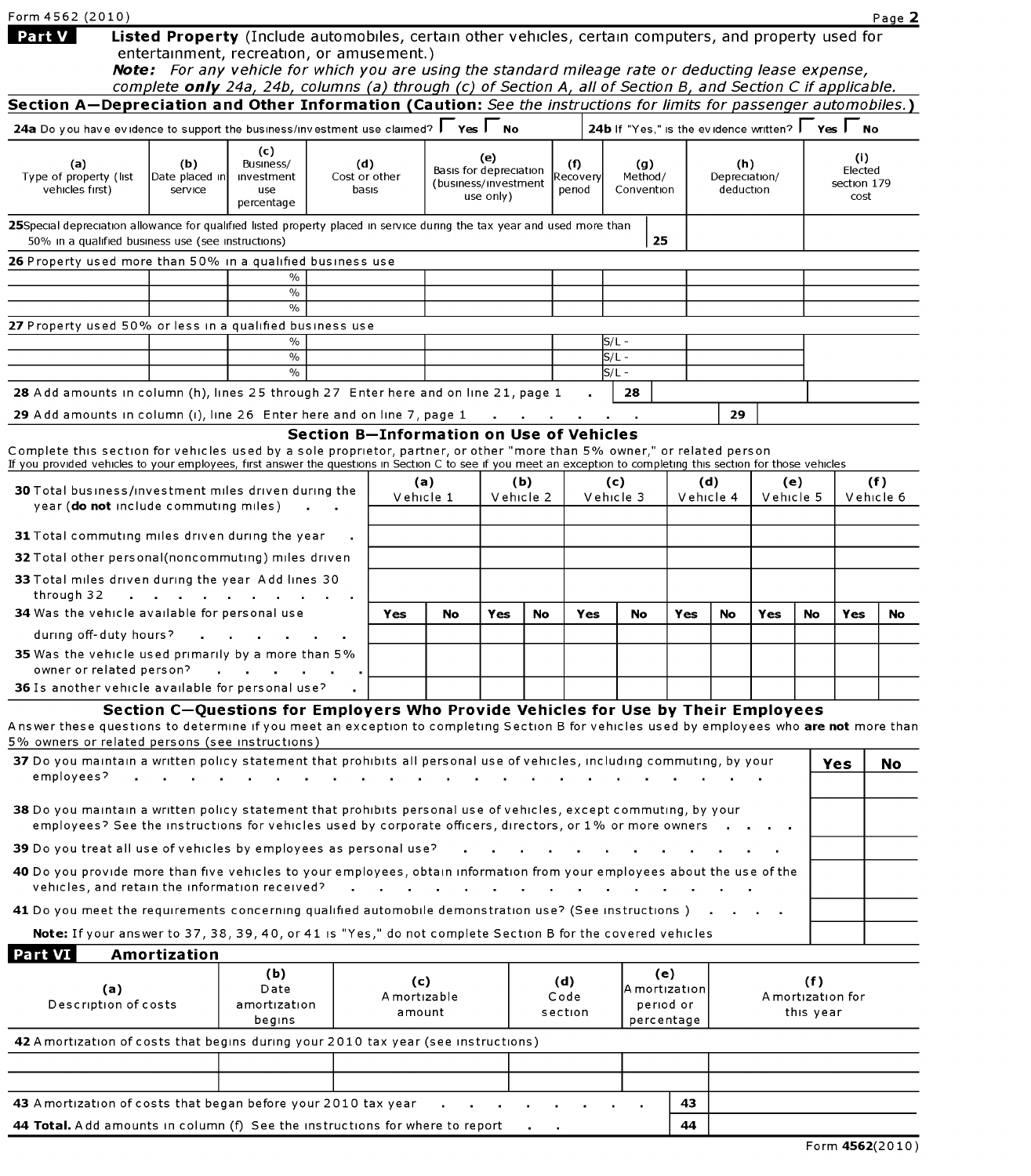Form 4562 (2010) Page **2**

## Part V Listed Property (Include automobiles, certain other vehicles, certain computers, and property used for entertainment, recreation, or amusement.)

***Note:*** *For any vehicle for which you are using the standard mileage rate or deducting lease expense, complete **only** 24a, 24b, columns (a) through (c) of Section A, all of Section B, and Section C if applicable.*

### Section A—Depreciation and Other Information (Caution: *See the instructions for limits for passenger automobiles.*)

**24a** Do you have evidence to support the business/investment use claimed? ☐ Yes ☐ No | **24b** If "Yes," is the evidence written? ☐ Yes ☐ No

| (a) Type of property (list vehicles first) | (b) Date placed in service | (c) Business/ investment use percentage | (d) Cost or other basis | (e) Basis for depreciation (business/investment use only) | (f) Recovery period | (g) Method/ Convention | (h) Depreciation/ deduction | (i) Elected section 179 cost |
|---|---|---|---|---|---|---|---|---|
| **25** Special depreciation allowance for qualified listed property placed in service during the tax year and used more than 50% in a qualified business use (see instructions) | | | | | | 25 | | |
| **26** Property used more than 50% in a qualified business use | | | | | | | | |
| | | % | | | | | | |
| | | % | | | | | | |
| | | % | | | | | | |
| **27** Property used 50% or less in a qualified business use | | | | | | | | |
| | | % | | | | S/L - | | |
| | | % | | | | S/L - | | |
| | | % | | | | S/L - | | |
| **28** Add amounts in column (h), lines 25 through 27 Enter here and on line 21, page 1 | | | | | | 28 | | |
| **29** Add amounts in column (i), line 26 Enter here and on line 7, page 1 | | | | | | | 29 | |

### Section B—Information on Use of Vehicles

Complete this section for vehicles used by a sole proprietor, partner, or other "more than 5% owner," or related person
If you provided vehicles to your employees, first answer the questions in Section C to see if you meet an exception to completing this section for those vehicles

| | (a) Vehicle 1 | | (b) Vehicle 2 | | (c) Vehicle 3 | | (d) Vehicle 4 | | (e) Vehicle 5 | | (f) Vehicle 6 | |
|---|---|---|---|---|---|---|---|---|---|---|---|---|
| **30** Total business/investment miles driven during the year (**do not** include commuting miles) | | | | | | | | | | | | |
| **31** Total commuting miles driven during the year | | | | | | | | | | | | |
| **32** Total other personal(noncommuting) miles driven | | | | | | | | | | | | |
| **33** Total miles driven during the year Add lines 30 through 32 | | | | | | | | | | | | |
| | **Yes** | **No** | **Yes** | **No** | **Yes** | **No** | **Yes** | **No** | **Yes** | **No** | **Yes** | **No** |
| **34** Was the vehicle available for personal use during off-duty hours? | | | | | | | | | | | | |
| **35** Was the vehicle used primarily by a more than 5% owner or related person? | | | | | | | | | | | | |
| **36** Is another vehicle available for personal use? | | | | | | | | | | | | |

### Section C—Questions for Employers Who Provide Vehicles for Use by Their Employees

Answer these questions to determine if you meet an exception to completing Section B for vehicles used by employees who **are not** more than 5% owners or related persons (see instructions)

| | **Yes** | **No** |
|---|---|---|
| **37** Do you maintain a written policy statement that prohibits all personal use of vehicles, including commuting, by your employees? | | |
| **38** Do you maintain a written policy statement that prohibits personal use of vehicles, except commuting, by your employees? See the instructions for vehicles used by corporate officers, directors, or 1% or more owners | | |
| **39** Do you treat all use of vehicles by employees as personal use? | | |
| **40** Do you provide more than five vehicles to your employees, obtain information from your employees about the use of the vehicles, and retain the information received? | | |
| **41** Do you meet the requirements concerning qualified automobile demonstration use? (See instructions ) | | |
| **Note:** If your answer to 37, 38, 39, 40, or 41 is "Yes," do not complete Section B for the covered vehicles | | |

## Part VI Amortization

| (a) Description of costs | (b) Date amortization begins | (c) Amortizable amount | (d) Code section | (e) Amortization period or percentage | (f) Amortization for this year |
|---|---|---|---|---|---|
| **42** Amortization of costs that begins during your 2010 tax year (see instructions) | | | | | |
| | | | | | |
| | | | | | |
| **43** Amortization of costs that began before your 2010 tax year | | | | 43 | |
| **44 Total.** Add amounts in column (f) See the instructions for where to report | | | | 44 | |

Form **4562**(2010)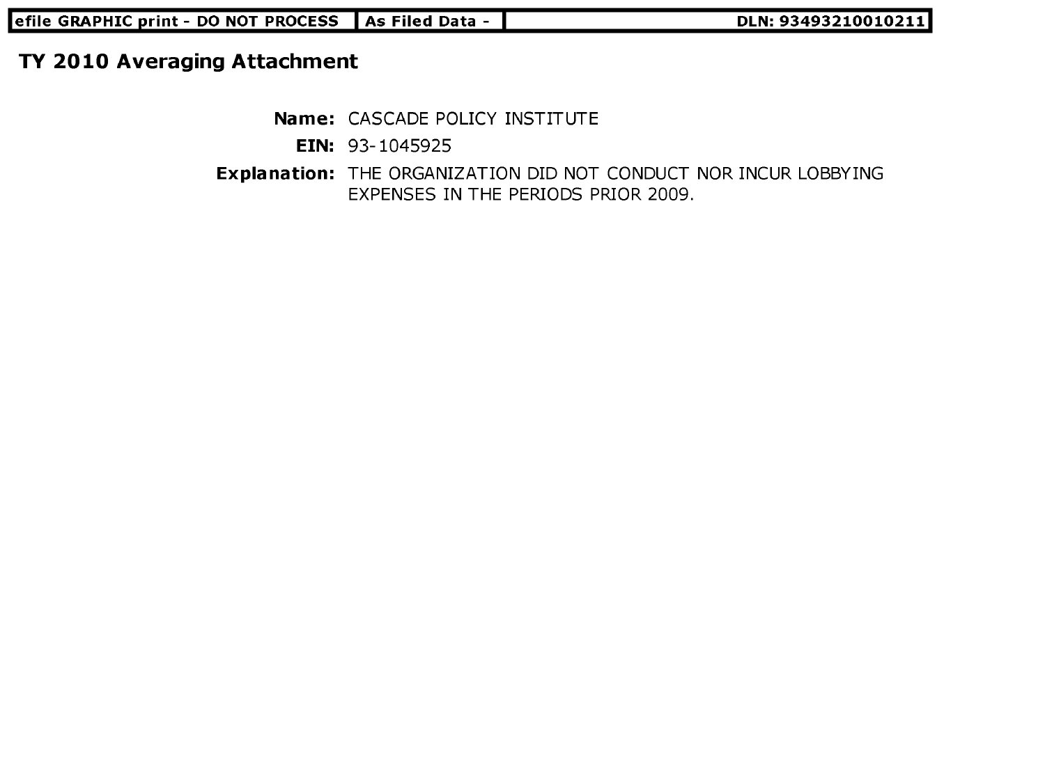efile GRAPHIC print - DO NOT PROCESS | As Filed Data - | DLN: 93493210010211

# TY 2010 Averaging Attachment

**Name:** CASCADE POLICY INSTITUTE

**EIN:** 93-1045925

**Explanation:** THE ORGANIZATION DID NOT CONDUCT NOR INCUR LOBBYING EXPENSES IN THE PERIODS PRIOR 2009.